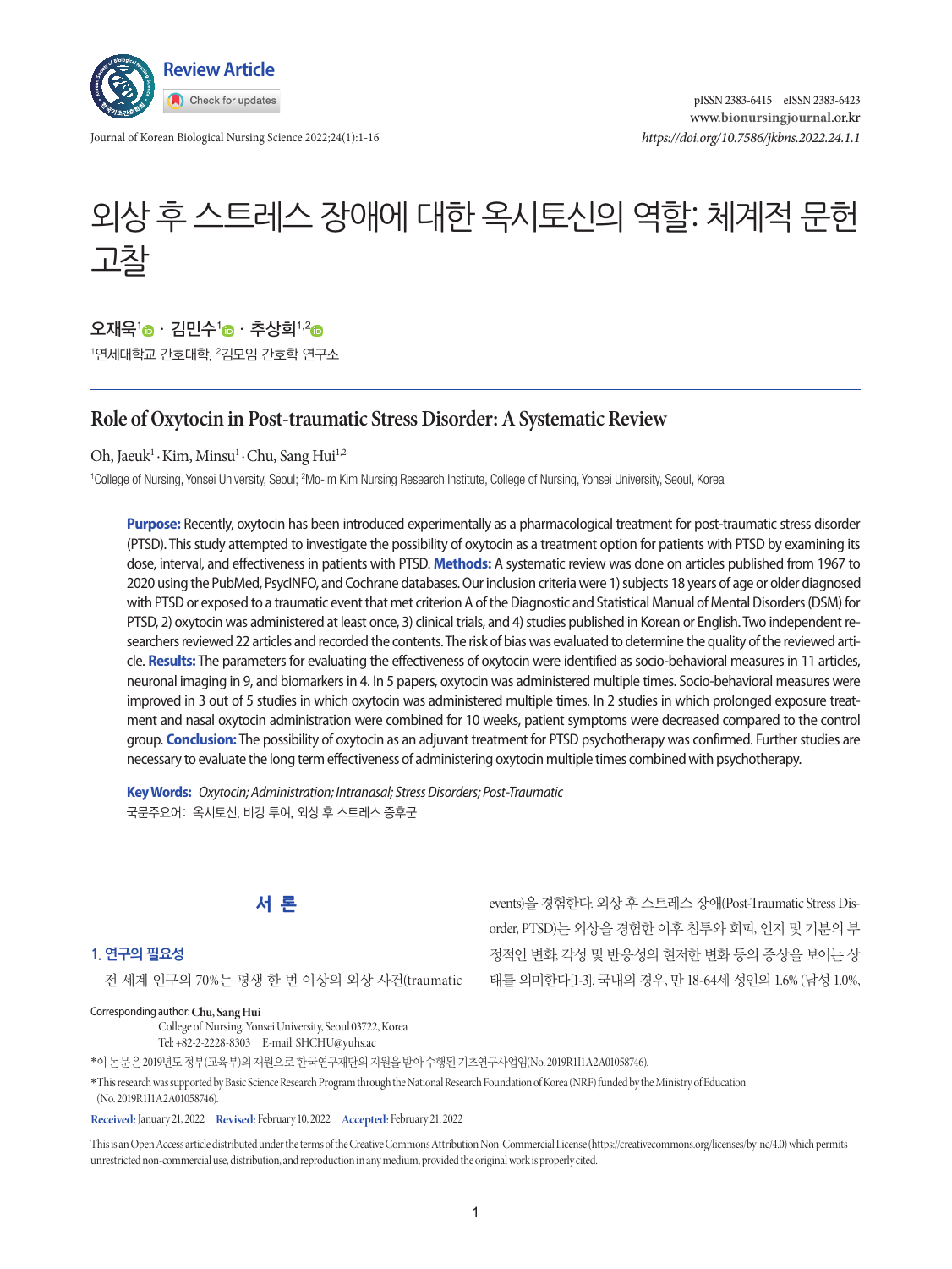Review Article

# 외상 후 스트레스 장애에 대한 옥시토신의 역할: 체계적 문헌 고찰

오재욱[1] · 김민수[1] · 추상희[1,2]

[1]연세대학교 간호대학, [2]김모임 간호학 연구소

## Role of Oxytocin in Post-traumatic Stress Disorder: A Systematic Review

Oh, Jaeuk[1] · Kim, Minsu[1] · Chu, Sang Hui[1,2]

[1]College of Nursing, Yonsei University, Seoul; [2]Mo-Im Kim Nursing Research Institute, College of Nursing, Yonsei University, Seoul, Korea

**Purpose:** Recently, oxytocin has been introduced experimentally as a pharmacological treatment for post-traumatic stress disorder (PTSD). This study attempted to investigate the possibility of oxytocin as a treatment option for patients with PTSD by examining its dose, interval, and effectiveness in patients with PTSD. **Methods:** A systematic review was done on articles published from 1967 to 2020 using the PubMed, PsycINFO, and Cochrane databases. Our inclusion criteria were 1) subjects 18 years of age or older diagnosed with PTSD or exposed to a traumatic event that met criterion A of the Diagnostic and Statistical Manual of Mental Disorders (DSM) for PTSD, 2) oxytocin was administered at least once, 3) clinical trials, and 4) studies published in Korean or English. Two independent researchers reviewed 22 articles and recorded the contents. The risk of bias was evaluated to determine the quality of the reviewed article. **Results:** The parameters for evaluating the effectiveness of oxytocin were identified as socio-behavioral measures in 11 articles, neuronal imaging in 9, and biomarkers in 4. In 5 papers, oxytocin was administered multiple times. Socio-behavioral measures were improved in 3 out of 5 studies in which oxytocin was administered multiple times. In 2 studies in which prolonged exposure treatment and nasal oxytocin administration were combined for 10 weeks, patient symptoms were decreased compared to the control group. **Conclusion:** The possibility of oxytocin as an adjuvant treatment for PTSD psychotherapy was confirmed. Further studies are necessary to evaluate the long term effectiveness of administering oxytocin multiple times combined with psychotherapy.

**Key Words:** *Oxytocin; Administration; Intranasal; Stress Disorders; Post-Traumatic*

국문주요어: 옥시토신, 비강 투여, 외상 후 스트레스 증후군

## 서 론

### 1. 연구의 필요성

전 세계 인구의 70%는 평생 한 번 이상의 외상 사건(traumatic events)을 경험한다. 외상 후 스트레스 장애(Post-Traumatic Stress Disorder, PTSD)는 외상을 경험한 이후 침투와 회피, 인지 및 기분의 부정적인 변화, 각성 및 반응성의 현저한 변화 등의 증상을 보이는 상태를 의미한다[1-3]. 국내의 경우, 만 18-64세 성인의 1.6% (남성 1.0%,

Corresponding author: Chu, Sang Hui
College of Nursing, Yonsei University, Seoul 03722, Korea
Tel: +82-2-2228-8303 E-mail: SHCHU@yuhs.ac

*이 논문은 2019년도 정부(교육부)의 재원으로 한국연구재단의 지원을 받아 수행된 기초연구사업임(No. 2019R1I1A2A01058746).

*This research was supported by Basic Science Research Program through the National Research Foundation of Korea (NRF) funded by the Ministry of Education (No. 2019R1I1A2A01058746).

**Received:** January 21, 2022 **Revised:** February 10, 2022 **Accepted:** February 21, 2022

This is an Open Access article distributed under the terms of the Creative Commons Attribution Non-Commercial License (https://creativecommons.org/licenses/by-nc/4.0) which permits unrestricted non-commercial use, distribution, and reproduction in any medium, provided the original work is properly cited.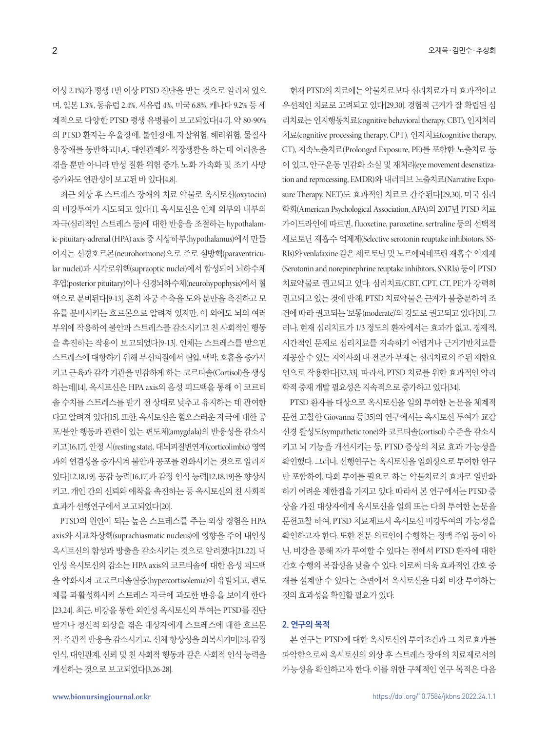여성 2.1%)가 평생 1번 이상 PTSD 진단을 받는 것으로 알려져 있으며, 일본 1.3%, 동유럽 2.4%, 서유럽 4%, 미국 6.8%, 캐나다 9.2% 등 세계적으로 다양한 PTSD 평생 유병률이 보고되었다[4-7]. 약 80-90%의 PTSD 환자는 우울장애, 불안장애, 자살위험, 해리위험, 물질사용장애를 동반하고[1,4], 대인관계와 직장생활을 하는데 어려움을 겪을 뿐만 아니라 만성 질환 위험 증가, 노화 가속화 및 조기 사망 증가와도 연관성이 보고된 바 있다[4,8].

최근 외상 후 스트레스 장애의 치료 약물로 옥시토신(oxytocin)의 비강투여가 시도되고 있다[1]. 옥시토신은 인체 외부와 내부의 자극(심리적인 스트레스 등)에 대한 반응을 조절하는 hypothalamic-pituitary-adrenal (HPA) axis 중 시상하부(hypothalamus)에서 만들어지는 신경호르몬(neurohormone)으로 주로 실방핵(paraventricular nuclei)과 시각로위핵(supraoptic nuclei)에서 합성되어 뇌하수체후엽(posterior pituitary)이나 신경뇌하수체(neurohypophysis)에서 혈액으로 분비된다[9-13]. 흔히 자궁 수축을 도와 분만을 촉진하고 모유를 분비시키는 호르몬으로 알려져 있지만, 이 외에도 뇌의 여러 부위에 작용하여 불안과 스트레스를 감소시키고 친 사회적인 행동을 촉진하는 작용이 보고되었다[9-13]. 인체는 스트레스를 받으면 스트레스에 대항하기 위해 부신피질에서 혈압, 맥박, 호흡을 증가시키고 근육과 감각 기관을 민감하게 하는 코르티솔(Cortisol)을 생성하는데[14], 옥시토신은 HPA axis의 음성 피드백을 통해 이 코르티솔 수치를 스트레스를 받기 전 상태로 낮추고 유지하는 데 관여한다고 알려져 있다[15]. 또한, 옥시토신은 혐오스러운 자극에 대한 공포/불안 행동과 관련이 있는 편도체(amygdala)의 반응성을 감소시키고[16,17], 안정 시(resting state), 대뇌피질변연계(corticolimbic) 영역과의 연결성을 증가시켜 불안과 공포를 완화시키는 것으로 알려져 있다[12,18,19]. 공감 능력[16,17]과 감정 인식 능력[12,18,19]을 향상시키고, 개인 간의 신뢰와 애착을 촉진하는 등 옥시토신의 친 사회적 효과가 선행연구에서 보고되었다[20].

PTSD의 원인이 되는 높은 스트레스를 주는 외상 경험은 HPA axis와 시교차상핵(suprachiasmatic nucleus)에 영향을 주어 내인성 옥시토신의 합성과 방출을 감소시키는 것으로 알려졌다[21,22]. 내인성 옥시토신의 감소는 HPA axis의 코르티솔에 대한 음성 피드백을 약화시켜 고코르티솔혈증(hypercortisolemia)이 유발되고, 편도체를 과활성화시켜 스트레스 자극에 과도한 반응을 보이게 한다[23,24]. 최근, 비강을 통한 외인성 옥시토신의 투여는 PTSD를 진단받거나 정신적 외상을 겪은 대상자에게 스트레스에 대한 호르몬적·주관적 반응을 감소시키고, 신체 항상성을 회복시키며[25], 감정 인식, 대인관계, 신뢰 및 친 사회적 행동과 같은 사회적 인식 능력을 개선하는 것으로 보고되었다[3,26-28].

현재 PTSD의 치료에는 약물치료보다 심리치료가 더 효과적이고 우선적인 치료로 고려되고 있다[29,30]. 경험적 근거가 잘 확립된 심리치료는 인지행동치료(cognitive behavioral therapy, CBT), 인지처리치료(cognitive processing therapy, CPT), 인지치료(cognitive therapy, CT), 지속노출치료(Prolonged Exposure, PE)를 포함한 노출치료 등이 있고, 안구운동 민감화 소실 및 재처리(eye movement desensitization and reprocessing, EMDR)와 내러티브 노출치료(Narrative Exposure Therapy, NET)도 효과적인 치료로 간주된다[29,30]. 미국 심리학회(American Psychological Association, APA)의 2017년 PTSD 치료 가이드라인에 따르면, fluoxetine, paroxetine, sertraline 등의 선택적 세로토닌 재흡수 억제제(Selective serotonin reuptake inhibitors, SSRIs)와 venlafaxine 같은 세로토닌 및 노르에피네프린 재흡수 억제제(Serotonin and norepinephrine reuptake inhibitors, SNRIs) 등이 PTSD 치료약물로 권고되고 있다. 심리치료(CBT, CPT, CT, PE)가 강력히 권고되고 있는 것에 반해, PTSD 치료약물은 근거가 불충분하여 조건에 따라 권고되는 '보통(moderate)'의 강도로 권고되고 있다[31]. 그러나, 현재 심리치료가 1/3 정도의 환자에서는 효과가 없고, 경제적, 시간적인 문제로 심리치료를 지속하기 어렵거나 근거기반치료를 제공할 수 있는 지역사회 내 전문가 부재는 심리치료의 주된 제한요인으로 작용한다[32,33]. 따라서, PTSD 치료를 위한 효과적인 약리학적 중재 개발 필요성은 지속적으로 증가하고 있다[34].

PTSD 환자를 대상으로 옥시토신을 일회 투여한 논문을 체계적 문헌 고찰한 Giovanna 등[35]의 연구에서는 옥시토신 투여가 교감신경 활성도(sympathetic tone)와 코르티솔(cortisol) 수준을 감소시키고 뇌 기능을 개선시키는 등, PTSD 증상의 치료 효과 가능성을 확인했다. 그러나, 선행연구는 옥시토신을 일회성으로 투여한 연구만 포함하여, 다회 투여를 필요로 하는 약물치료의 효과로 일반화하기 어려운 제한점을 가지고 있다. 따라서 본 연구에서는 PTSD 증상을 가진 대상자에게 옥시토신을 일회 또는 다회 투여한 논문을 문헌고찰 하여, PTSD 치료제로서 옥시토신 비강투여의 가능성을 확인하고자 한다. 또한 전문 의료인이 수행하는 정맥 주입 등이 아닌, 비강을 통해 자가 투여할 수 있다는 점에서 PTSD 환자에 대한 간호 수행의 복잡성을 낮출 수 있다. 이로써 더욱 효과적인 간호 중재를 설계할 수 있다는 측면에서 옥시토신을 다회 비강 투여하는 것의 효과성을 확인할 필요가 있다.

## 2. 연구의 목적

본 연구는 PTSD에 대한 옥시토신의 투여조건과 그 치료효과를 파악함으로써 옥시토신의 외상 후 스트레스 장애의 치료제로서의 가능성을 확인하고자 한다. 이를 위한 구체적인 연구 목적은 다음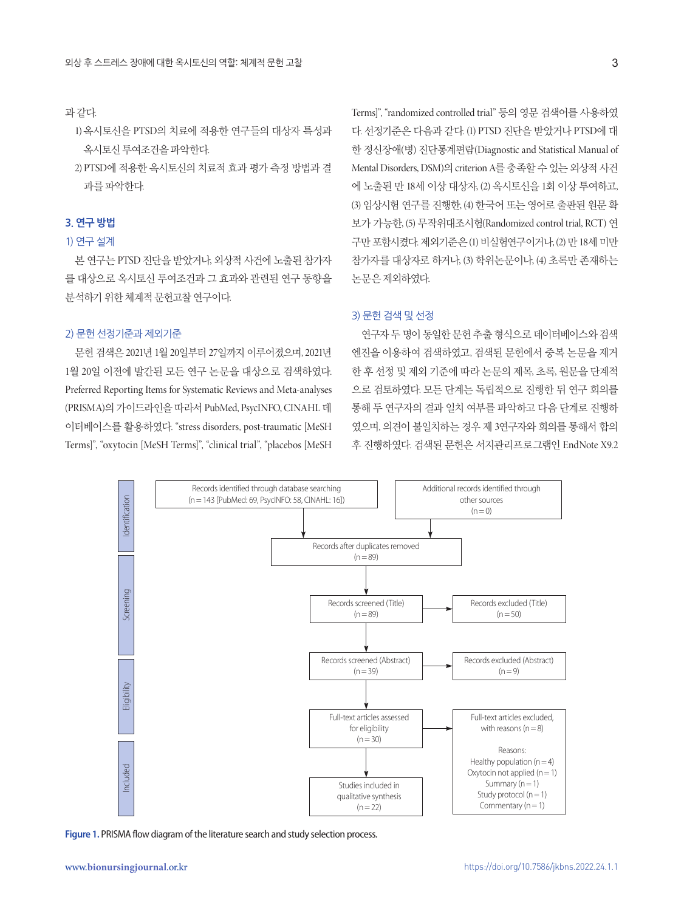과 같다.

1) 옥시토신을 PTSD의 치료에 적용한 연구들의 대상자 특성과 옥시토신 투여조건을 파악한다.
2) PTSD에 적용한 옥시토신의 치료적 효과 평가 측정 방법과 결과를 파악한다.

## 3. 연구 방법

### 1) 연구 설계

본 연구는 PTSD 진단을 받았거나, 외상적 사건에 노출된 참가자를 대상으로 옥시토신 투여조건과 그 효과와 관련된 연구 동향을 분석하기 위한 체계적 문헌고찰 연구이다.

### 2) 문헌 선정기준과 제외기준

문헌 검색은 2021년 1월 20일부터 27일까지 이루어졌으며, 2021년 1월 20일 이전에 발간된 모든 연구 논문을 대상으로 검색하였다. Preferred Reporting Items for Systematic Reviews and Meta-analyses (PRISMA)의 가이드라인을 따라서 PubMed, PsycINFO, CINAHL 데이터베이스를 활용하였다. "stress disorders, post-traumatic [MeSH Terms]", "oxytocin [MeSH Terms]", "clinical trial", "placebos [MeSH Terms]", "randomized controlled trial" 등의 영문 검색어를 사용하였다. 선정기준은 다음과 같다. (1) PTSD 진단을 받았거나 PTSD에 대한 정신장애(병) 진단통계편람(Diagnostic and Statistical Manual of Mental Disorders, DSM)의 criterion A를 충족할 수 있는 외상적 사건에 노출된 만 18세 이상 대상자, (2) 옥시토신을 1회 이상 투여하고, (3) 임상시험 연구를 진행한, (4) 한국어 또는 영어로 출판된 원문 확보가 가능한, (5) 무작위대조시험(Randomized control trial, RCT) 연구만 포함시켰다. 제외기준은 (1) 비실험연구이거나, (2) 만 18세 미만 참가자를 대상자로 하거나, (3) 학위논문이나, (4) 초록만 존재하는 논문은 제외하였다.

### 3) 문헌 검색 및 선정

연구자 두 명이 동일한 문헌 추출 형식으로 데이터베이스와 검색엔진을 이용하여 검색하였고, 검색된 문헌에서 중복 논문을 제거한 후 선정 및 제외 기준에 따라 논문의 제목, 초록, 원문을 단계적으로 검토하였다. 모든 단계는 독립적으로 진행한 뒤 연구 회의를 통해 두 연구자의 결과 일치 여부를 파악하고 다음 단계로 진행하였으며, 의견이 불일치하는 경우 제 3연구자와 회의를 통해서 합의 후 진행하였다. 검색된 문헌은 서지관리프로그램인 EndNote X9.2

Identification
- Records identified through database searching (n = 143 [PubMed: 69, PsycINFO: 58, CINAHL: 16])
- Additional records identified through other sources (n = 0)

Screening
- Records after duplicates removed (n = 89)
- Records screened (Title) (n = 89) → Records excluded (Title) (n = 50)
- Records screened (Abstract) (n = 39) → Records excluded (Abstract) (n = 9)

Eligibility
- Full-text articles assessed for eligibility (n = 30) → Full-text articles excluded, with reasons (n = 8)
  - Reasons: Healthy population (n = 4), Oxytocin not applied (n = 1), Summary (n = 1), Study protocol (n = 1), Commentary (n = 1)

Included
- Studies included in qualitative synthesis (n = 22)

**Figure 1.** PRISMA flow diagram of the literature search and study selection process.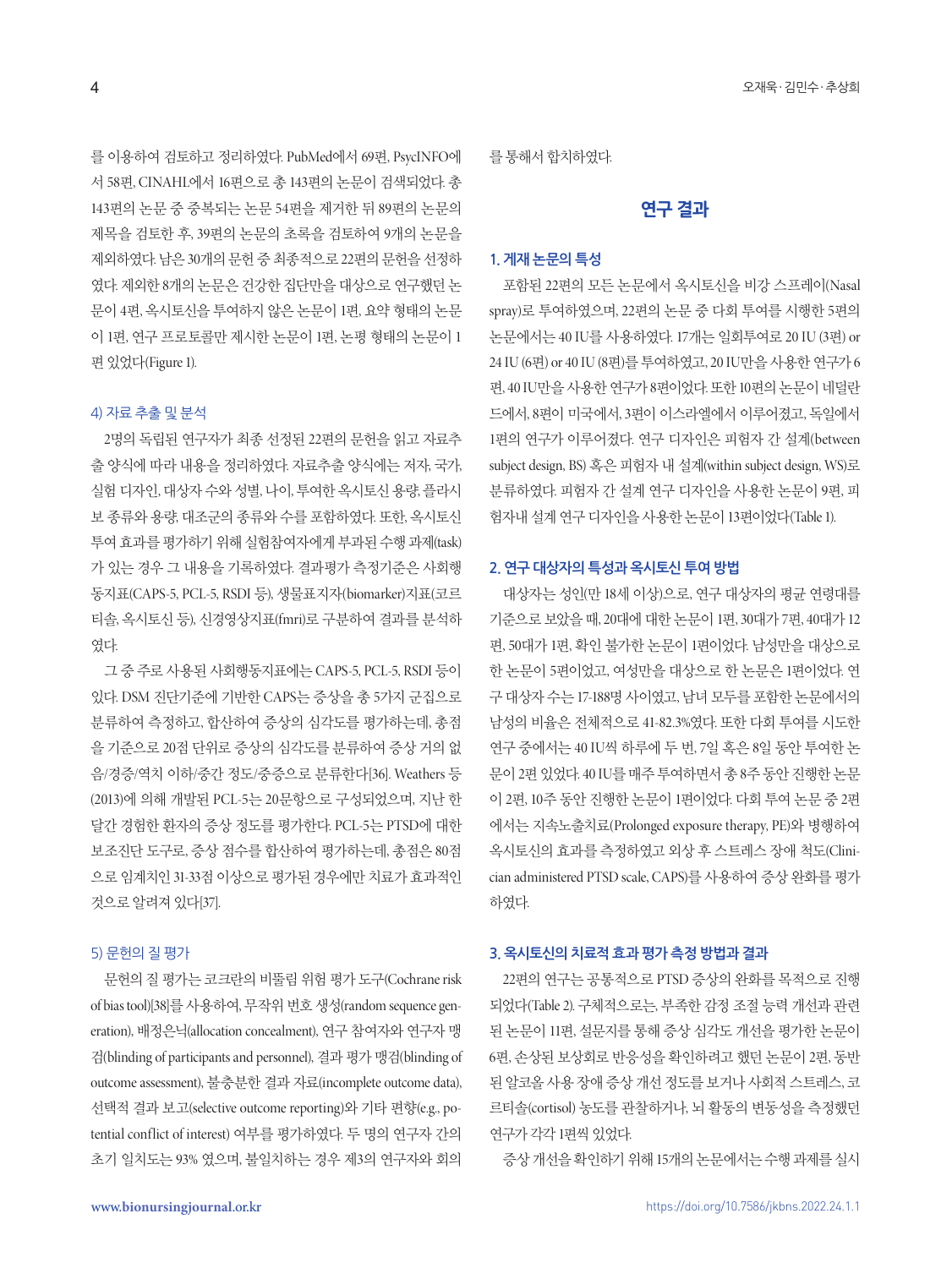를 이용하여 검토하고 정리하였다. PubMed에서 69편, PsycINFO에서 58편, CINAHL에서 16편으로 총 143편의 논문이 검색되었다. 총 143편의 논문 중 중복되는 논문 54편을 제거한 뒤 89편의 논문의 제목을 검토한 후, 39편의 논문의 초록을 검토하여 9개의 논문을 제외하였다. 남은 30개의 문헌 중 최종적으로 22편의 문헌을 선정하였다. 제외한 8개의 논문은 건강한 집단만을 대상으로 연구했던 논문이 4편, 옥시토신을 투여하지 않은 논문이 1편, 요약 형태의 논문이 1편, 연구 프로토콜만 제시한 논문이 1편, 논평 형태의 논문이 1편 있었다(Figure 1).

### 4) 자료 추출 및 분석

2명의 독립된 연구자가 최종 선정된 22편의 문헌을 읽고 자료추출 양식에 따라 내용을 정리하였다. 자료추출 양식에는 저자, 국가, 실험 디자인, 대상자 수와 성별, 나이, 투여한 옥시토신 용량, 플라시보 종류와 용량, 대조군의 종류와 수를 포함하였다. 또한, 옥시토신 투여 효과를 평가하기 위해 실험참여자에게 부과된 수행 과제(task)가 있는 경우 그 내용을 기록하였다. 결과평가 측정기준은 사회행동지표(CAPS-5, PCL-5, RSDI 등), 생물표지자(biomarker)지표(코르티솔, 옥시토신 등), 신경영상지표(fmri)로 구분하여 결과를 분석하였다.

그 중 주로 사용된 사회행동지표에는 CAPS-5, PCL-5, RSDI 등이 있다. DSM 진단기준에 기반한 CAPS는 증상을 총 5가지 군집으로 분류하여 측정하고, 합산하여 증상의 심각도를 평가하는데, 총점을 기준으로 20점 단위로 증상의 심각도를 분류하여 증상 거의 없음/경증/역치 이하/중간 정도/중증으로 분류한다[36]. Weathers 등(2013)에 의해 개발된 PCL-5는 20문항으로 구성되었으며, 지난 한 달간 경험한 환자의 증상 정도를 평가한다. PCL-5는 PTSD에 대한 보조진단 도구로, 증상 점수를 합산하여 평가하는데, 총점은 80점으로 임계치인 31-33점 이상으로 평가된 경우에만 치료가 효과적인 것으로 알려져 있다[37].

### 5) 문헌의 질 평가

문헌의 질 평가는 코크란의 비뚤림 위험 평가 도구(Cochrane risk of bias tool)[38]를 사용하여, 무작위 번호 생성(random sequence generation), 배정은닉(allocation concealment), 연구 참여자와 연구자 맹검(blinding of participants and personnel), 결과 평가 맹검(blinding of outcome assessment), 불충분한 결과 자료(incomplete outcome data), 선택적 결과 보고(selective outcome reporting)와 기타 편향(e.g., potential conflict of interest) 여부를 평가하였다. 두 명의 연구자 간의 초기 일치도는 93% 였으며, 불일치하는 경우 제3의 연구자와 회의를 통해서 합치하였다.

## 연구 결과

### 1. 게재 논문의 특성

포함된 22편의 모든 논문에서 옥시토신을 비강 스프레이(Nasal spray)로 투여하였으며, 22편의 논문 중 다회 투여를 시행한 5편의 논문에서는 40 IU를 사용하였다. 17개는 일회투여로 20 IU (3편) or 24 IU (6편) or 40 IU (8편)를 투여하였고, 20 IU만을 사용한 연구가 6편, 40 IU만을 사용한 연구가 8편이었다. 또한 10편의 논문이 네덜란드에서, 8편이 미국에서, 3편이 이스라엘에서 이루어졌고, 독일에서 1편의 연구가 이루어졌다. 연구 디자인은 피험자 간 설계(between subject design, BS) 혹은 피험자 내 설계(within subject design, WS)로 분류하였다. 피험자 간 설계 연구 디자인을 사용한 논문이 9편, 피험자내 설계 연구 디자인을 사용한 논문이 13편이었다(Table 1).

### 2. 연구 대상자의 특성과 옥시토신 투여 방법

대상자는 성인(만 18세 이상)으로, 연구 대상자의 평균 연령대를 기준으로 보았을 때, 20대에 대한 논문이 1편, 30대가 7편, 40대가 12편, 50대가 1편, 확인 불가한 논문이 1편이었다. 남성만을 대상으로 한 논문이 5편이었고, 여성만을 대상으로 한 논문은 1편이었다. 연구 대상자 수는 17-188명 사이였고, 남녀 모두를 포함한 논문에서의 남성의 비율은 전체적으로 41-82.3%였다. 또한 다회 투여를 시도한 연구 중에서는 40 IU씩 하루에 두 번, 7일 혹은 8일 동안 투여한 논문이 2편 있었다. 40 IU를 매주 투여하면서 총 8주 동안 진행한 논문이 2편, 10주 동안 진행한 논문이 1편이었다. 다회 투여 논문 중 2편에서는 지속노출치료(Prolonged exposure therapy, PE)와 병행하여 옥시토신의 효과를 측정하였고 외상 후 스트레스 장애 척도(Clinician administered PTSD scale, CAPS)를 사용하여 증상 완화를 평가하였다.

### 3. 옥시토신의 치료적 효과 평가 측정 방법과 결과

22편의 연구는 공통적으로 PTSD 증상의 완화를 목적으로 진행되었다(Table 2). 구체적으로는, 부족한 감정 조절 능력 개선과 관련된 논문이 11편, 설문지를 통해 증상 심각도 개선을 평가한 논문이 6편, 손상된 보상회로 반응성을 확인하려고 했던 논문이 2편, 동반된 알코올 사용 장애 증상 개선 정도를 보거나 사회적 스트레스, 코르티솔(cortisol) 농도를 관찰하거나, 뇌 활동의 변동성을 측정했던 연구가 각각 1편씩 있었다.

증상 개선을 확인하기 위해 15개의 논문에서는 수행 과제를 실시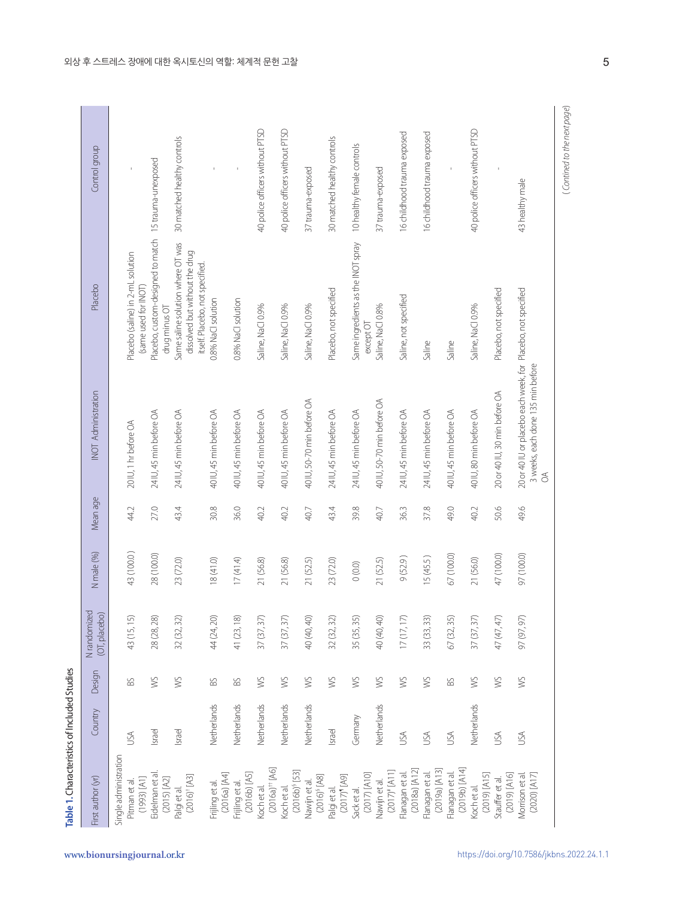**Table 1.** Characteristics of Included Studies

| First author (yr) | Country | Design | N randomized (OT, placebo) | N male (%) | Mean age | INOT Administration | Placebo | Control group |
|---|---|---|---|---|---|---|---|---|
| Single administration | | | | | | | | |
| Pitman et al. (1993) [A1] | USA | BS | 43 (15, 15) | 43 (100.0) | 44.2 | 20 IU, 1 hr before OA | Placebo (saline) in 2-mL solution (same used for INOT) | - |
| Eidelman et al. (2015) [A2] | Israel | WS | 28 (28, 28) | 28 (100.0) | 27.0 | 24 IU, 45 min before OA | Placebo, custom-designed to match drug minus OT | 15 trauma-unexposed |
| Palgi et al. (2016)[†] [A3] | Israel | WS | 32 (32, 32) | 23 (72.0) | 43.4 | 24 IU, 45 min before OA | Same saline solution where OT was dissolved but without the drug itself. Placebo, not specified. | 30 matched healthy controls |
| Frijling et al. (2016a) [A4] | Netherlands | BS | 44 (24, 20) | 18 (41.0) | 30.8 | 40 IU, 45 min before OA | 0.8% NaCl solution | - |
| Frijling et al. (2016b) [A5] | Netherlands | BS | 41 (23, 18) | 17 (41.4) | 36.0 | 40 IU, 45 min before OA | 0.8% NaCl solution | - |
| Koch et al. (2016a)[††] [A6] | Netherlands | WS | 37 (37, 37) | 21 (56.8) | 40.2 | 40 IU, 45 min before OA | Saline, NaCl 0.9% | 40 police officers without PTSD |
| Koch et al. (2016b)[§] [53] | Netherlands | WS | 37 (37, 37) | 21 (56.8) | 40.2 | 40 IU, 45 min before OA | Saline, NaCl 0.9% | 40 police officers without PTSD |
| Nawijn et al. (2016)[§] [A8] | Netherlands | WS | 40 (40, 40) | 21 (52.5) | 40.7 | 40 IU, 50-70 min before OA | Saline, NaCl 0.9% | 37 trauma-exposed |
| Palgi et al. (2017)[¶] [A9] | Israel | WS | 32 (32, 32) | 23 (72.0) | 43.4 | 24 IU, 45 min before OA | Placebo, not specified | 30 matched healthy controls |
| Sack et al. (2017) [A10] | Germany | WS | 35 (35, 35) | 0 (0.0) | 39.8 | 24 IU, 45 min before OA | Same ingredients as the INOT spray except OT | 10 healthy female controls |
| Nawijn et al. (2017)[#] [A11] | Netherlands | WS | 40 (40, 40) | 21 (52.5) | 40.7 | 40 IU, 50-70 min before OA | Saline, NaCl 0.8% | 37 trauma-exposed |
| Flanagan et al. (2018a) [A12] | USA | WS | 17 (17, 17) | 9 (52.9) | 36.3 | 24 IU, 45 min before OA | Saline, not specified | 16 childhood trauma exposed |
| Flanagan et al. (2019a) [A13] | USA | WS | 33 (33, 33) | 15 (45.5) | 37.8 | 24 IU, 45 min before OA | Saline | 16 childhood trauma exposed |
| Flanagan et al. (2019b) [A14] | USA | BS | 67 (32, 35) | 67 (100.0) | 49.0 | 40 IU, 45 min before OA | Saline | - |
| Koch et al. (2019) [A15] | Netherlands | WS | 37 (37, 37) | 21 (56.0) | 40.2 | 40 IU, 80 min before OA | Saline, NaCl 0.9% | 40 police officers without PTSD |
| Stauffer et al. (2019) [A16] | USA | WS | 47 (47, 47) | 47 (100.0) | 50.6 | 20 or 40 IU, 30 min before OA | Placebo, not specified | - |
| Morrison et al. (2020) [A17] | USA | WS | 97 (97, 97) | 97 (100.0) | 49.6 | 20 or 40 IU or placebo each week, for 3 weeks, each done 135 min before OA | Placebo, not specified | 43 healthy male |

(Contined to the next page)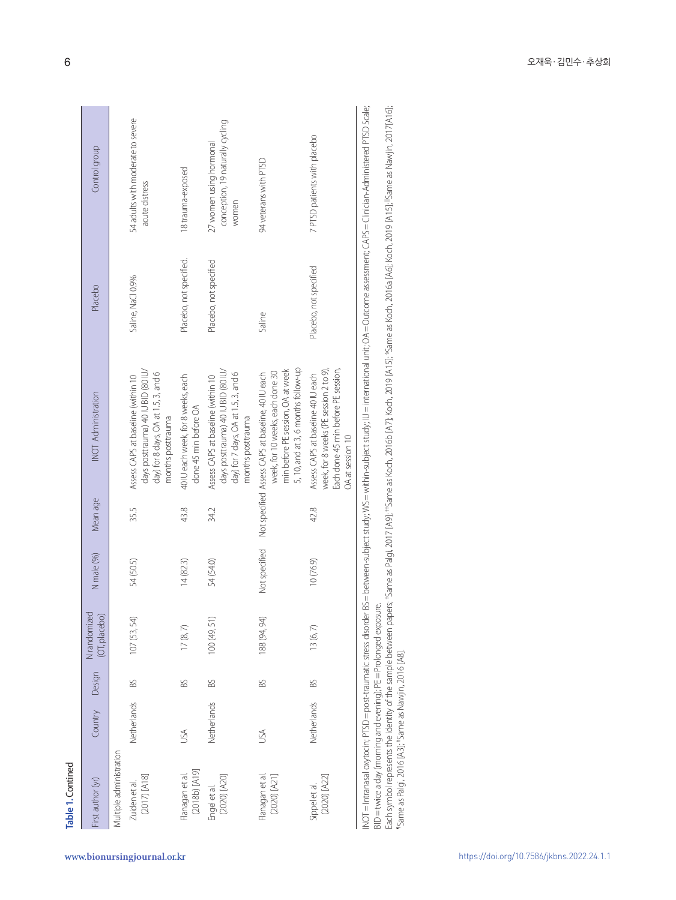**Table 1.** Contined

| First author (yr) | Country | Design | N randomized (OT, placebo) | N male (%) | Mean age | INOT Administration | Placebo | Control group |
|---|---|---|---|---|---|---|---|---|
| Multiple administration | | | | | | | | |
| Zuiden et al. (2017) [A18] | Netherlands | BS | 107 (53, 54) | 54 (50.5) | 35.5 | Assess CAPS at baseline (within 10 days posttrauma) 40 IU BID (80 IU/day) for 8 days, OA at 1.5, 3, and 6 months posttrauma | Saline, NaCl 0.9% | 54 adults with moderate to severe acute distress |
| Flanagan et al. (2018b) [A19] | USA | BS | 17 (8, 7) | 14 (82.3) | 43.8 | 40 IU each week, for 8 weeks, each done 45 min before OA | Placebo, not specified. | 18 trauma-exposed |
| Engel et al. (2020) [A20] | Netherlands | BS | 100 (49, 51) | 54 (54.0) | 34.2 | Assess CAPS at baseline (within 10 days posttrauma) 40 IU BID (80 IU/day) for 7 days, OA at 1.5, 3, and 6 months posttrauma | Placebo, not specified | 27 women using hormonal conception, 19 naturally cycling women |
| Flanagan et al. (2020) [A21] | USA | BS | 188 (94, 94) | Not specified | Not specified | Assess CAPS at baseline, 40 IU each week, for 10 weeks, each done 30 min before PE session, OA at week 5, 10, and at 3, 6 months follow-up | Saline | 94 veterans with PTSD |
| Sippel et al. (2020) [A22] | Netherlands | BS | 13 (6, 7) | 10 (76.9) | 42.8 | Assess CAPS at baseline 40 IU each week, for 8 weeks (PE session 2 to 9), Each done 45 min before PE session, OA at session 10 | Placebo, not specified | 7 PTSD patients with placebo |

INOT= Intranasal oxytocin; PTSD= post-traumatic stress disorder BS= between-subject study; WS= within-subject study; IU= international unit; OA= Outcome assessment; CAPS= Clinician-Administered PTSD Scale; BID= twice a day (morning and evening); PE= Prolonged exposure.
Each symbol represents the identity of the sample between papers; [†]Same as Palgi, 2017 [A9]; [††]Same as Koch, 2016b [A7]; Koch, 2019 [A15]; [§]Same as Koch, 2016a [A6]; Koch, 2019 [A15]; [‖]Same as Nawjin, 2017[A16]; [¶]Same as Palgi, 2016 [A3]; [#]Same as Nawjin, 2016 [A8].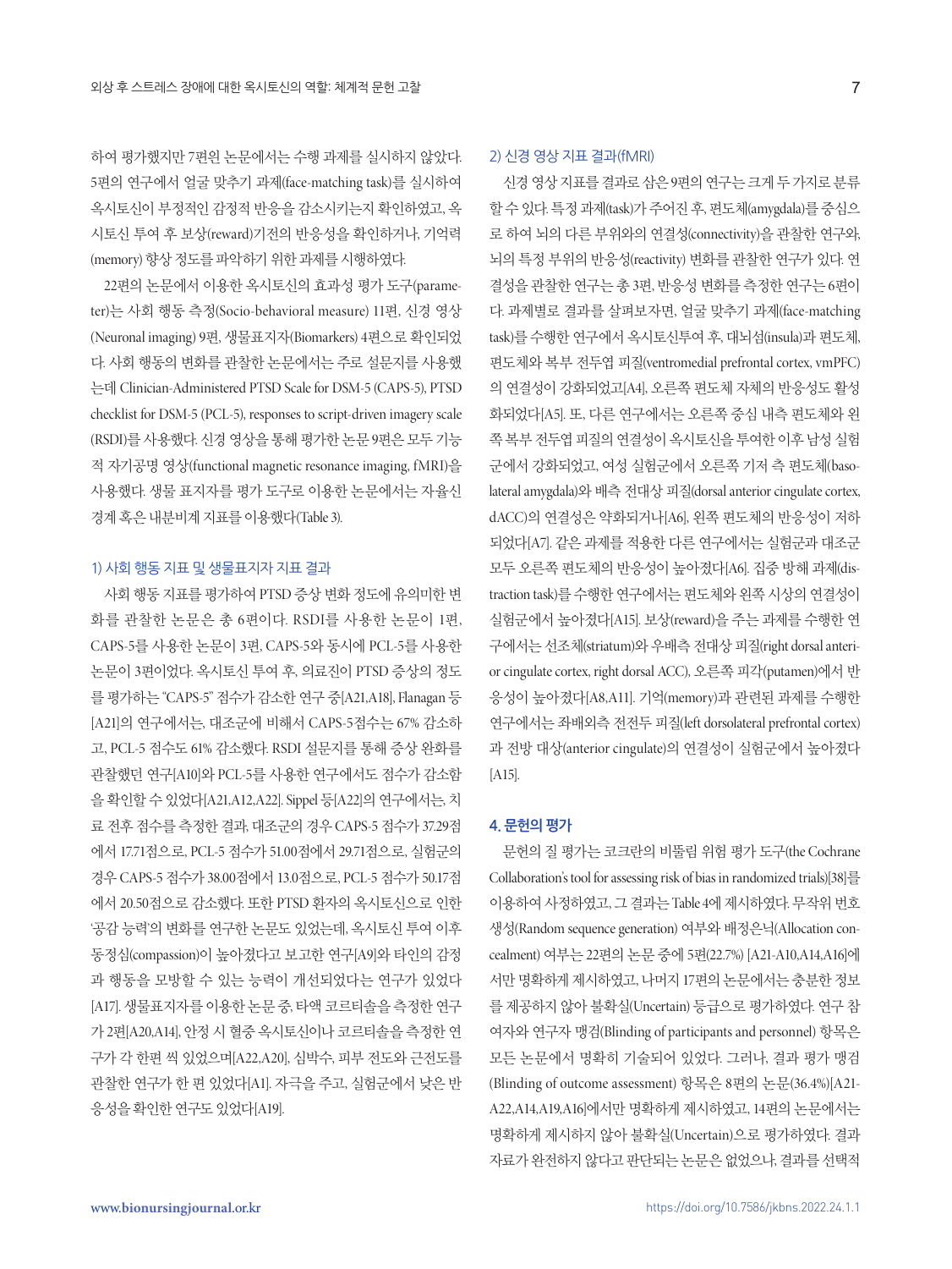하여 평가했지만 7편의 논문에서는 수행 과제를 실시하지 않았다. 5편의 연구에서 얼굴 맞추기 과제(face-matching task)를 실시하여 옥시토신이 부정적인 감정적 반응을 감소시키는지 확인하였고, 옥시토신 투여 후 보상(reward)기전의 반응성을 확인하거나, 기억력(memory) 향상 정도를 파악하기 위한 과제를 시행하였다.

22편의 논문에서 이용한 옥시토신의 효과성 평가 도구(parameter)는 사회 행동 측정(Socio-behavioral measure) 11편, 신경 영상(Neuronal imaging) 9편, 생물표지자(Biomarkers) 4편으로 확인되었다. 사회 행동의 변화를 관찰한 논문에서는 주로 설문지를 사용했는데 Clinician-Administered PTSD Scale for DSM-5 (CAPS-5), PTSD checklist for DSM-5 (PCL-5), responses to script-driven imagery scale (RSDI)를 사용했다. 신경 영상을 통해 평가한 논문 9편은 모두 기능적 자기공명 영상(functional magnetic resonance imaging, fMRI)을 사용했다. 생물 표지자를 평가 도구로 이용한 논문에서는 자율신경계 혹은 내분비계 지표를 이용했다(Table 3).

### 1) 사회 행동 지표 및 생물표지자 지표 결과

사회 행동 지표를 평가하여 PTSD 증상 변화 정도에 유의미한 변화를 관찰한 논문은 총 6편이다. RSDI를 사용한 논문이 1편, CAPS-5를 사용한 논문이 3편, CAPS-5와 동시에 PCL-5를 사용한 논문이 3편이었다. 옥시토신 투여 후, 의료진이 PTSD 증상의 정도를 평가하는 "CAPS-5" 점수가 감소한 연구 중[A21,A18], Flanagan 등[A21]의 연구에서는, 대조군에 비해서 CAPS-5점수는 67% 감소하고, PCL-5 점수도 61% 감소했다. RSDI 설문지를 통해 증상 완화를 관찰했던 연구[A10]와 PCL-5를 사용한 연구에서도 점수가 감소함을 확인할 수 있었다[A21,A12,A22]. Sippel 등[A22]의 연구에서는, 치료 전후 점수를 측정한 결과, 대조군의 경우 CAPS-5 점수가 37.29점에서 17.71점으로, PCL-5 점수가 51.00점에서 29.71점으로, 실험군의 경우 CAPS-5 점수가 38.00점에서 13.0점으로, PCL-5 점수가 50.17점에서 20.50점으로 감소했다. 또한 PTSD 환자의 옥시토신으로 인한 '공감 능력'의 변화를 연구한 논문도 있었는데, 옥시토신 투여 이후 동정심(compassion)이 높아졌다고 보고한 연구[A9]와 타인의 감정과 행동을 모방할 수 있는 능력이 개선되었다는 연구가 있었다[A17]. 생물표지자를 이용한 논문 중, 타액 코르티솔을 측정한 연구가 2편[A20,A14], 안정 시 혈중 옥시토신이나 코르티솔을 측정한 연구가 각 한편 씩 있었으며[A22,A20], 심박수, 피부 전도와 근전도를 관찰한 연구가 한 편 있었다[A1]. 자극을 주고, 실험군에서 낮은 반응성을 확인한 연구도 있었다[A19].

### 2) 신경 영상 지표 결과(fMRI)

신경 영상 지표를 결과로 삼은 9편의 연구는 크게 두 가지로 분류할 수 있다. 특정 과제(task)가 주어진 후, 편도체(amygdala)를 중심으로 하여 뇌의 다른 부위와의 연결성(connectivity)을 관찰한 연구와, 뇌의 특정 부위의 반응성(reactivity) 변화를 관찰한 연구가 있다. 연결성을 관찰한 연구는 총 3편, 반응성 변화를 측정한 연구는 6편이다. 과제별로 결과를 살펴보자면, 얼굴 맞추기 과제(face-matching task)를 수행한 연구에서 옥시토신투여 후, 대뇌섬(insula)과 편도체, 편도체와 복부 전두엽 피질(ventromedial prefrontal cortex, vmPFC)의 연결성이 강화되었고[A4], 오른쪽 편도체 자체의 반응성도 활성화되었다[A5]. 또, 다른 연구에서는 오른쪽 중심 내측 편도체와 왼쪽 복부 전두엽 피질의 연결성이 옥시토신을 투여한 이후 남성 실험군에서 강화되었고, 여성 실험군에서 오른쪽 기저 측 편도체(basolateral amygdala)와 배측 전대상 피질(dorsal anterior cingulate cortex, dACC)의 연결성은 약화되거나[A6], 왼쪽 편도체의 반응성이 저하되었다[A7]. 같은 과제를 적용한 다른 연구에서는 실험군과 대조군 모두 오른쪽 편도체의 반응성이 높아졌다[A6]. 집중 방해 과제(distraction task)를 수행한 연구에서는 편도체와 왼쪽 시상의 연결성이 실험군에서 높아졌다[A15]. 보상(reward)을 주는 과제를 수행한 연구에서는 선조체(striatum)와 우배측 전대상 피질(right dorsal anterior cingulate cortex, right dorsal ACC), 오른쪽 피각(putamen)에서 반응성이 높아졌다[A8,A11]. 기억(memory)과 관련된 과제를 수행한 연구에서는 좌배외측 전전두 피질(left dorsolateral prefrontal cortex)과 전방 대상(anterior cingulate)의 연결성이 실험군에서 높아졌다[A15].

## 4. 문헌의 평가

문헌의 질 평가는 코크란의 비뚤림 위험 평가 도구(the Cochrane Collaboration's tool for assessing risk of bias in randomized trials)[38]를 이용하여 사정하였고, 그 결과는 Table 4에 제시하였다. 무작위 번호 생성(Random sequence generation) 여부와 배정은닉(Allocation concealment) 여부는 22편의 논문 중에 5편(22.7%) [A21-A10,A14,A16]에서만 명확하게 제시하였고, 나머지 17편의 논문에서는 충분한 정보를 제공하지 않아 불확실(Uncertain) 등급으로 평가하였다. 연구 참여자와 연구자 맹검(Blinding of participants and personnel) 항목은 모든 논문에서 명확히 기술되어 있었다. 그러나, 결과 평가 맹검(Blinding of outcome assessment) 항목은 8편의 논문(36.4%)[A21-A22,A14,A19,A16]에서만 명확하게 제시하였고, 14편의 논문에서는 명확하게 제시하지 않아 불확실(Uncertain)으로 평가하였다. 결과 자료가 완전하지 않다고 판단되는 논문은 없었으나, 결과를 선택적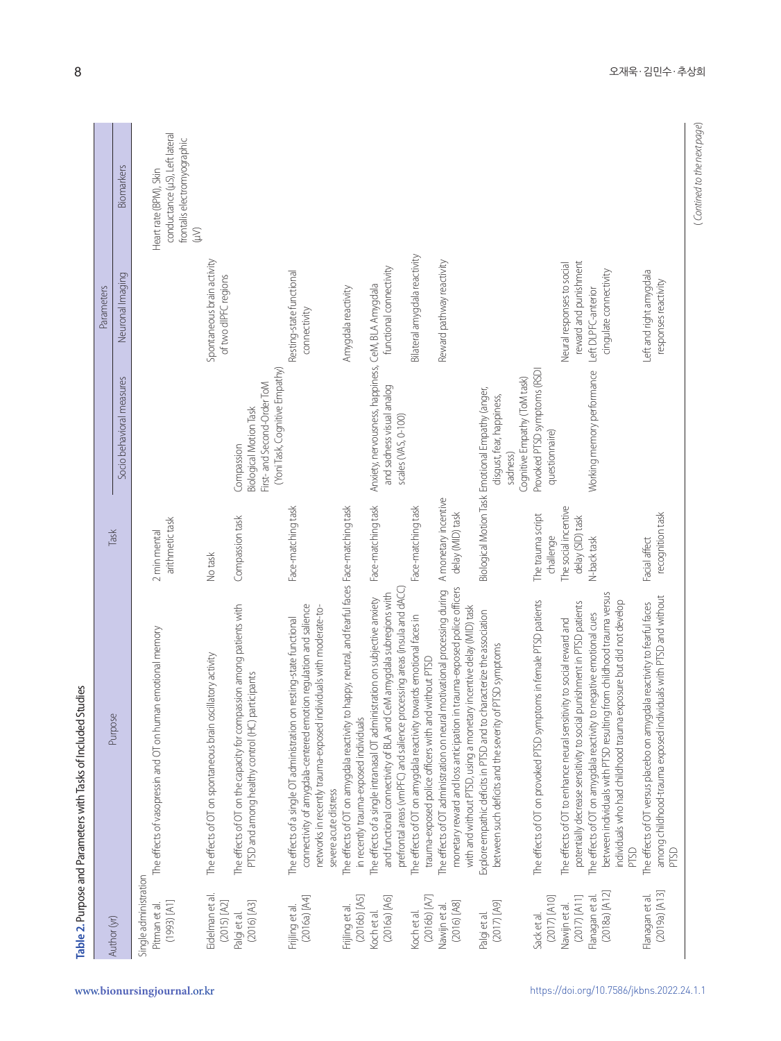**Table 2.** Purpose and Parameters with Tasks of Included Studies

| Author (yr) | Purpose | Task | Parameters | | |
|---|---|---|---|---|---|
| | | | Socio behavioral measures | Neuronal Imaging | Biomarkers |
| Single administration | | | | | |
| Pitman et al. (1993) [A1] | The effects of vasopressin and OT on human emotional memory | 2 min mental arithmetic task | | | Heart rate (BPM), Skin conductance (μS), Left lateral frontalis electromyographic (μV) |
| Eidelman et al. (2015) [A2] | The effects of OT on spontaneous brain oscillatory activity | No task | | Spontaneous brain activity of two dlPFC regions | |
| Palgi et al. (2016) [A3] | The effects of OT on the capacity for compassion among patients with PTSD and among healthy control (HC) participants | Compassion task | Compassion<br>Biological Motion Task<br>First- and Second-Order ToM (Yoni Task, Cognitive Empathy) | | |
| Frijling et al. (2016a) [A4] | The effects of a single OT administration on resting-state functional connectivity of amygdala-centered emotion regulation and salience networks in recently trauma-exposed individuals with moderate-to-severe acute distress | Face-matching task | | Resting-state functional connectivity | |
| Frijling et al. (2016b) [A5] | The effects of OT on amygdala reactivity to happy, neutral, and fearful faces in recently trauma-exposed individuals | Face-matching task | | Amygdala reactivity | |
| Koch et al. (2016a) [A6] | The effects of a single intranasal OT administration on subjective anxiety and functional connectivity of BLA and CeM amygdala subregions with prefrontal areas (vmPFC) and salience processing areas (insula and dACC) | Face-matching task | Anxiety, nervousness, happiness, and sadness visual analog scales (VAS, 0-100) | CeM, BLA Amygdala functional connectivity | |
| Koch et al. (2016b) [A7] | The effects of OT on amygdala reactivity towards emotional faces in trauma-exposed police officers with and without PTSD | Face-matching task | | Bilateral amygdala reactivity | |
| Nawijn et al. (2016) [A8] | The effects of OT administration on neural motivational processing during monetary reward and loss anticipation in trauma-exposed police officers with and without PTSD, using a monetary incentive delay (MID) task | A monetary incentive delay (MID) task | | Reward pathway reactivity | |
| Palgi et al. (2017) [A9] | Explore empathic deficits in PTSD and to characterize the association between such deficits and the severity of PTSD symptoms | Biological Motion Task | Emotional Empathy (anger, disgust, fear, happiness, sadness)<br>Cognitive Empathy (ToM task) | | |
| Sack et al. (2017) [A10] | The effects of OT on provoked PTSD symptoms in female PTSD patients | The trauma script challenge | Provoked PTSD symptoms (RSDI questionnaire) | | |
| Nawijn et al. (2017) [A11] | The effects of OT to enhance neural sensitivity to social reward and potentially decrease sensitivity to social punishment in PTSD patients | The social incentive delay (SID) task | | Neural responses to social reward and punishment | |
| Flanagan et al. (2018a) [A12] | The effects of OT on amygdala reactivity to negative emotional cues between individuals with PTSD resulting from childhood trauma versus individuals who had childhood trauma exposure but did not develop PTSD | N-back task | Working memory performance | Left DLPFC-anterior cingulate connectivity | |
| Flanagan et al. (2019a) [A13] | The effects of OT versus placebo on amygdala reactivity to fearful faces among childhood-trauma exposed individuals with PTSD and without PTSD | Facial affect recognition task | | Left and right amygdala responses reactivity | |

(Contined to the next page)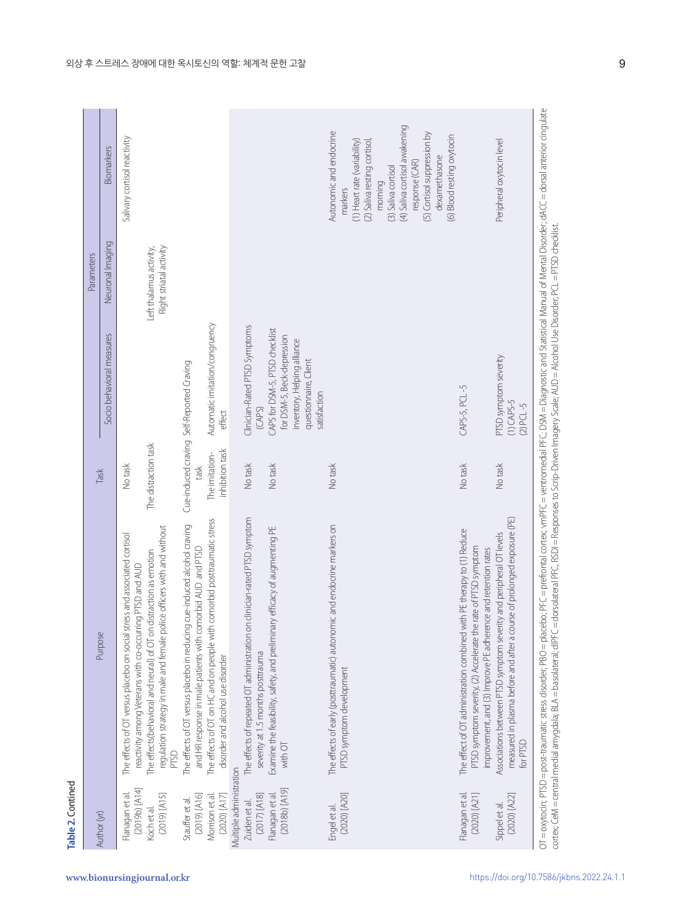**Table 2.** Contined

| Author (yr) | Purpose | Task | Parameters | | |
|---|---|---|---|---|---|
| | | | Socio behavioral measures | Neuronal Imaging | Biomarkers |
| Flanagan et al. (2019b) [A14] | The effects of OT versus placebo on social stress and associated cortisol reactivity among Veterans with co-occurring PTSD and AUD | No task | | | Salivary cortisol reactivity |
| Koch et al. (2019) [A15] | The effects(behavioral and neural) of OT on distraction as emotion regulation strategy in male and female police officers with and without PTSD | The distraction task | | Left thalamus activity, Right striatal activity | |
| Stauffer et al. (2019) [A16] | The effects of OT versus placebo in reducing cue-induced alcohol craving and HR response in male patients with comorbid AUD and PTSD | Cue-induced craving task | Self-Reported Craving | | |
| Morrison et al. (2020) [A17] | The effects of OT on HC and on people with comorbid posttraumatic stress disorder and alcohol use disorder | The imitation-inhibition task | Automatic imitation/congruency effect | | |
| Multiple administration | | | | | |
| Zuiden et al. (2017) [A18] | The effects of repeated OT administration on clinician-rated PTSD symptom severity at 1.5 months posttrauma | No task | Clinician-Rated PTSD Symptoms (CAPS) | | |
| Flanagan et al. (2018b) [A19] | Examine the feasibility, safety, and preliminary efficacy of augmenting PE with OT | No task | CAPS for DSM-5, PTSD checklist for DSM-5, Beck-depression inventory, Helping alliance questionnaire, Client satisfaction | | |
| Engel et al. (2020) [A20] | The effects of early (posttraumatic) autonomic and endocrine markers on PTSD symptom development | No task | | | Autonomic and endocrine markers<br>(1) Heart rate (variability)<br>(2) Saliva resting cortisol, morning<br>(3) Saliva cortisol<br>(4) Saliva cortisol awakening response (CAR)<br>(5) Cortisol suppression by dexamethasone<br>(6) Blood resting oxytocin |
| Flanagan et al. (2020) [A21] | The effect of OT administration combined with PE therapy to (1) Reduce PTSD symptom severity, (2) Accelerate the rate of PTSD symptom improvement, and (3) Improve PE adherence and retention rates | No task | CAPS-5, PCL -5 | | |
| Sippel et al. (2020) [A22] | Associations between PTSD symptom severity and peripheral OT levels measured in plasma before and after a course of prolonged exposure (PE) for PTSD | No task | PTSD symptom severity<br>(1) CAPS-5<br>(2) PCL -5 | | Peripheral oxytocin level |

OT = oxytocin; PTSD = post-traumatic stress disorder; PBO = placebo; PFC = prefrontal cortex; vmPFC = ventromedial PFC; DSM = Diagnostic and Statistical Manual of Mental Disorder; dACC = dorsal anterior cingulate cortex; CeM = central medial amygdala; BLA = basolateral; dlPFC = dorsolateral PFC, RSDI = Responses to Scrip-Driven Imagery Scale; AUD = Alcohol Use Disorder; PCL = PTSD checklist.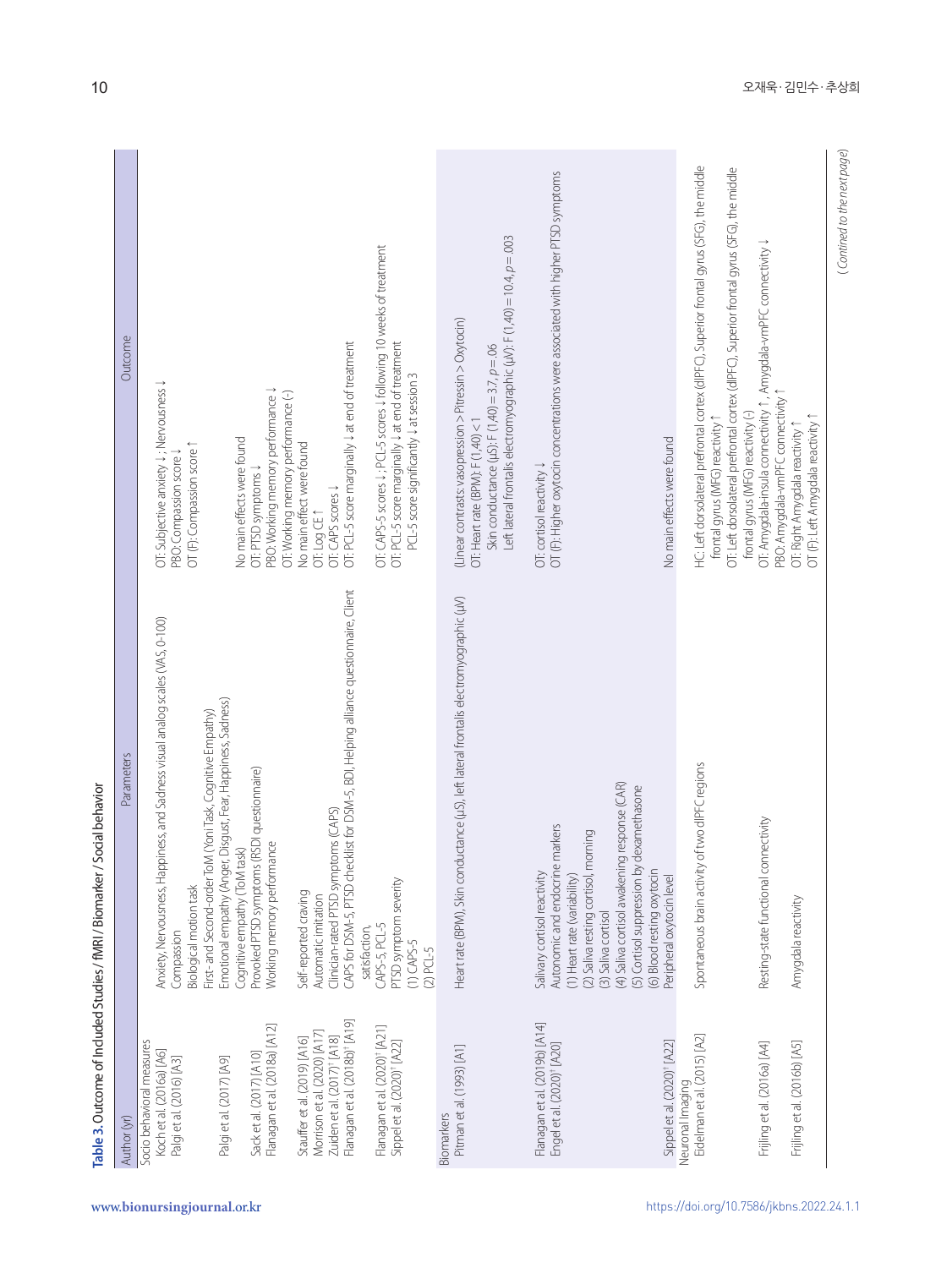**Table 3.** Outcome of Included Studies / fMRI / Biomarker / Social behavior

| Author (yr) | Parameters | Outcome |
|---|---|---|
| Socio behavioral measures | | |
| Koch et al. (2016a) [A6] | Anxiety, Nervousness, Happiness, and Sadness visual analog scales (VAS, 0-100) | OT: Subjective anxiety ↓; Nervousness ↓ |
| Palgi et al. (2016) [A3] | Compassion | PBO: Compassion score ↓ |
| | Biological motion task | OT (F): Compassion score ↑ |
| | First- and Second-order ToM (Yoni Task, Cognitive Empathy) | |
| Palgi et al. (2017) [A9] | Emotional empathy (Anger, Disgust, Fear, Happiness, Sadness) | No main effects were found |
| | Cognitive empathy (ToM task) | |
| Sack et al. (2017) [A10] | Provoked PTSD symptoms (RSDI questionnaire) | OT: PTSD symptoms ↓ |
| Flanagan et al. (2018a) [A12] | Working memory performance | PBO: Working memory performance ↓ |
| | | OT: Working memory performance (-) |
| Stauffer et al. (2019) [A16] | Self-reported craving | No main effect were found |
| Morrison et al. (2020) [A17] | Automatic imitation | OT: Log CE ↑ |
| Zuiden et al. (2017)[†] [A18] | Clinician-rated PTSD symptoms (CAPS) | OT: CAPS scores ↓ |
| Flanagan et al. (2018b)[†] [A19] | CAPS for DSM-5, PTSD checklist for DSM-5, BDI, Helping alliance questionnaire, Client satisfaction, | OT: PCL-5 score marginally ↓ at end of treatment |
| Flanagan et al. (2020)[†] [A21] | CAPS-5, PCL-5 | OT: CAPS-5 scores ↓; PCL-5 scores ↓ following 10 weeks of treatment |
| Sippel et al. (2020)[†] [A22] | PTSD symptom severity<br>(1) CAPS-5<br>(2) PCL-5 | OT: PCL-5 score marginally ↓ at end of treatment<br>PCL-5 score significantly ↓ at session 3 |
| Biomarkers | | |
| Pitman et al. (1993) [A1] | Heart rate (BPM), Skin conductance (μS), left lateral frontalis electromyographic (μV) | (Linear contrasts: vasopression > Pitressin > Oxytocin)<br>OT: Heart rate (BPM): $F(1,40) < 1$<br>Skin conductance (μS): $F(1,40) = 3.7$, $p = .06$<br>Left lateral frontalis electromyographic (μV): $F(1,40) = 10.4$, $p = .003$ |
| Flanagan et al. (2019b) [A14] | Salivary cortisol reactivity | OT: cortisol reactivity ↓ |
| Engel et al. (2020)[†] [A20] | Autonomic and endocrine markers<br>(1) Heart rate (variability)<br>(2) Saliva resting cortisol, morning<br>(3) Saliva cortisol<br>(4) Saliva cortisol awakening response (CAR)<br>(5) Cortisol suppression by dexamethasone<br>(6) Blood resting oxytocin | OT (F): Higher oxytocin concentrations were associated with higher PTSD symptoms |
| Sippel et al. (2020)[†] [A22] | Peripheral oxytocin level | No main effects were found |
| Neuronal Imaging | | |
| Eidelman et al. (2015) [A2] | Spontaneous brain activity of two dlPFC regions | HC: Left dorsolateral prefrontal cortex (dlPFC), Superior frontal gyrus (SFG), the middle frontal gyrus (MFG) reactivity ↑<br>OT: Left dorsolateral prefrontal cortex (dlPFC), Superior frontal gyrus (SFG), the middle frontal gyrus (MFG) reactivity (-) |
| Frijling et al. (2016a) [A4] | Resting-state functional connectivity | OT: Amygdala-insula connectivity ↑, Amygdala-vmPFC connectivity ↓<br>PBO: Amygdala-vmPFC connectivity ↑ |
| Frijling et al. (2016b) [A5] | Amygdala reactivity | OT: Right Amygdala reactivity ↑<br>OT (F): Left Amygdala reactivity ↑ |

(Contined to the next page)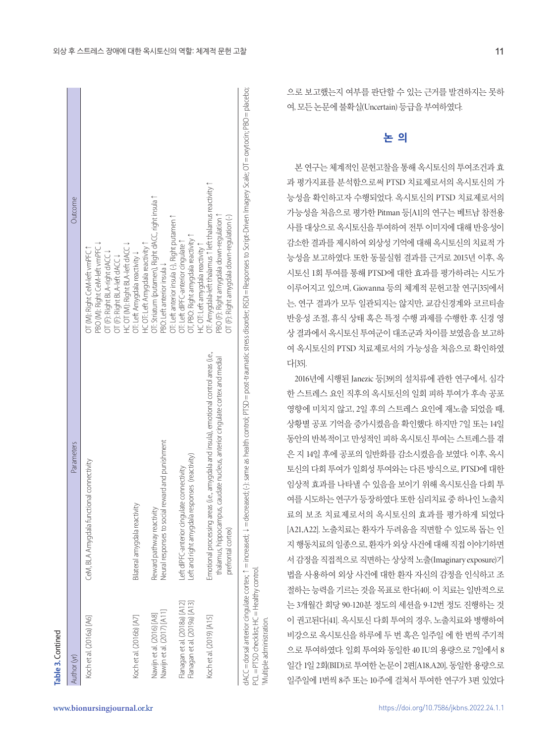**Table 3.** Contined

| Author (yr) | Parameters | Outcome |
|---|---|---|
| Koch et al. (2016a) [A6] | CeM, BLA Amygdala functional connectivity | OT (M): Right CeM-left vmPFC ↑<br>PBO (M): Right CeM-left vmPFC ↓<br>OT (F): Right BLA-right dACC ↓<br>OT (F): Right BLA-left dACC ↓<br>HC OT (M): Right BLA-left dACC ↓ |
| Koch et al. (2016b) [A7] | Bilateral amygdala reactivity | OT: Left Amygdala reactivity ↓<br>HC OT: Left Amygdala reactivity ↑ |
| Nawijn et al. (2016) [A8]<br>Nawijn et al. (2017) [A11] | Reward pathway reactivity<br>Neural responses to social reward and punishment | OT: Striatum (putamen), Right dACC, right insula ↑<br>PBO: Left anterior insula ↓<br>OT: Left anterior insula (-), Right putamen ↑ |
| Flanagan et al. (2018a) [A12]<br>Flanagan et al. (2019a) [A13] | Left dlPFC-anterior cingulate connectivity<br>Left and right amygdala responses (reactivity) | OT: Left dlPFC-anterior cingulate ↑<br>OT, PBO: Right amygdala reactivity ↑<br>HC OT: Left amygdala reactivity ↑ |
| Koch et al. (2019) [A15] | Emotional processing areas (i.e., amygdala and insula), emotional control areas (i.e., thalamus, hippocampus, caudate nucleus, anterior cingulate cortex and medial prefrontal cortex) | OT: Amygdala-left thalamus ↑ left thalamus reactivity ↑<br>PBO (F): Right amygdala down-regulation ↑<br>OT (F): Right amygdala down-regulation (-) |

dACC=dorsal anterior cingulate cortex; ↑=increased; ↓=decreased; (-): same as health control; PTSD=post-traumatic stress disorder; RSDI=Responses to Script-Driven Imagery Scale; OT=oxytocin; PBO=placebo; PCL=PTSD checklist; HC=Healthy control.
†Multiple administration.

으로 보고했는지 여부를 판단할 수 있는 근거를 발견하지는 못하여, 모든 논문에 불확실(Uncertain) 등급을 부여하였다.

## 논 의

본 연구는 체계적인 문헌고찰을 통해 옥시토신의 투여조건과 효과 평가지표를 분석함으로써 PTSD 치료제로서의 옥시토신의 가능성을 확인하고자 수행되었다. 옥시토신의 PTSD 치료제로서의 가능성을 처음으로 평가한 Pitman 등[A1]의 연구는 베트남 참전용사를 대상으로 옥시토신을 투여하여 전투 이미지에 대해 반응성이 감소한 결과를 제시하여 외상성 기억에 대해 옥시토신의 치료적 가능성을 보고하였다. 또한 동물실험 결과를 근거로 2015년 이후, 옥시토신 1회 투여를 통해 PTSD에 대한 효과를 평가하려는 시도가 이루어지고 있으며, Giovanna 등의 체계적 문헌고찰 연구[35]에서는, 연구 결과가 모두 일관되지는 않지만, 교감신경계와 코르티솔 반응성 조절, 휴식 상태 혹은 특정 수행 과제를 수행한 후 신경 영상 결과에서 옥시토신 투여군이 대조군과 차이를 보였음을 보고하여 옥시토신의 PTSD 치료제로서의 가능성을 처음으로 확인하였다[35].

2016년에 시행된 Janezic 등[39]의 설치류에 관한 연구에서, 심각한 스트레스 요인 직후의 옥시토신의 일회 피하 투여가 후속 공포 영향에 미치지 않고, 2일 후의 스트레스 요인에 재노출 되었을 때, 상황별 공포 기억을 증가시켰음을 확인했다. 하지만 7일 또는 14일 동안의 반복적이고 만성적인 피하 옥시토신 투여는 스트레스를 겪은 지 14일 후에 공포의 일반화를 감소시켰음을 보였다. 이후, 옥시토신의 다회 투여가 일회성 투여와는 다른 방식으로, PTSD에 대한 임상적 효과를 나타낼 수 있음을 보이기 위해 옥시토신을 다회 투여를 시도하는 연구가 등장하였다. 또한 심리치료 중 하나인 노출치료의 보조 치료제로서의 옥시토신의 효과를 평가하게 되었다[A21,A22]. 노출치료는 환자가 두려움을 직면할 수 있도록 돕는 인지 행동치료의 일종으로, 환자가 외상 사건에 대해 직접 이야기하면서 감정을 직접적으로 직면하는 상상적 노출(Imaginary exposure)기법을 사용하여 외상 사건에 대한 환자 자신의 감정을 인식하고 조절하는 능력을 기르는 것을 목표로 한다[40]. 이 치료는 일반적으로는 3개월간 회당 90-120분 정도의 세션을 9-12번 정도 진행하는 것이 권고된다[41]. 옥시토신 다회 투여의 경우, 노출치료와 병행하여 비강으로 옥시토신을 하루에 두 번 혹은 일주일 에 한 번씩 주기적으로 투여하였다. 일회 투여와 동일한 40 IU의 용량으로 7일에서 8일간 1일 2회(BID)로 투여한 논문이 2편[A18,A20], 동일한 용량으로 일주일에 1번씩 8주 또는 10주에 걸쳐서 투여한 연구가 3편 있었다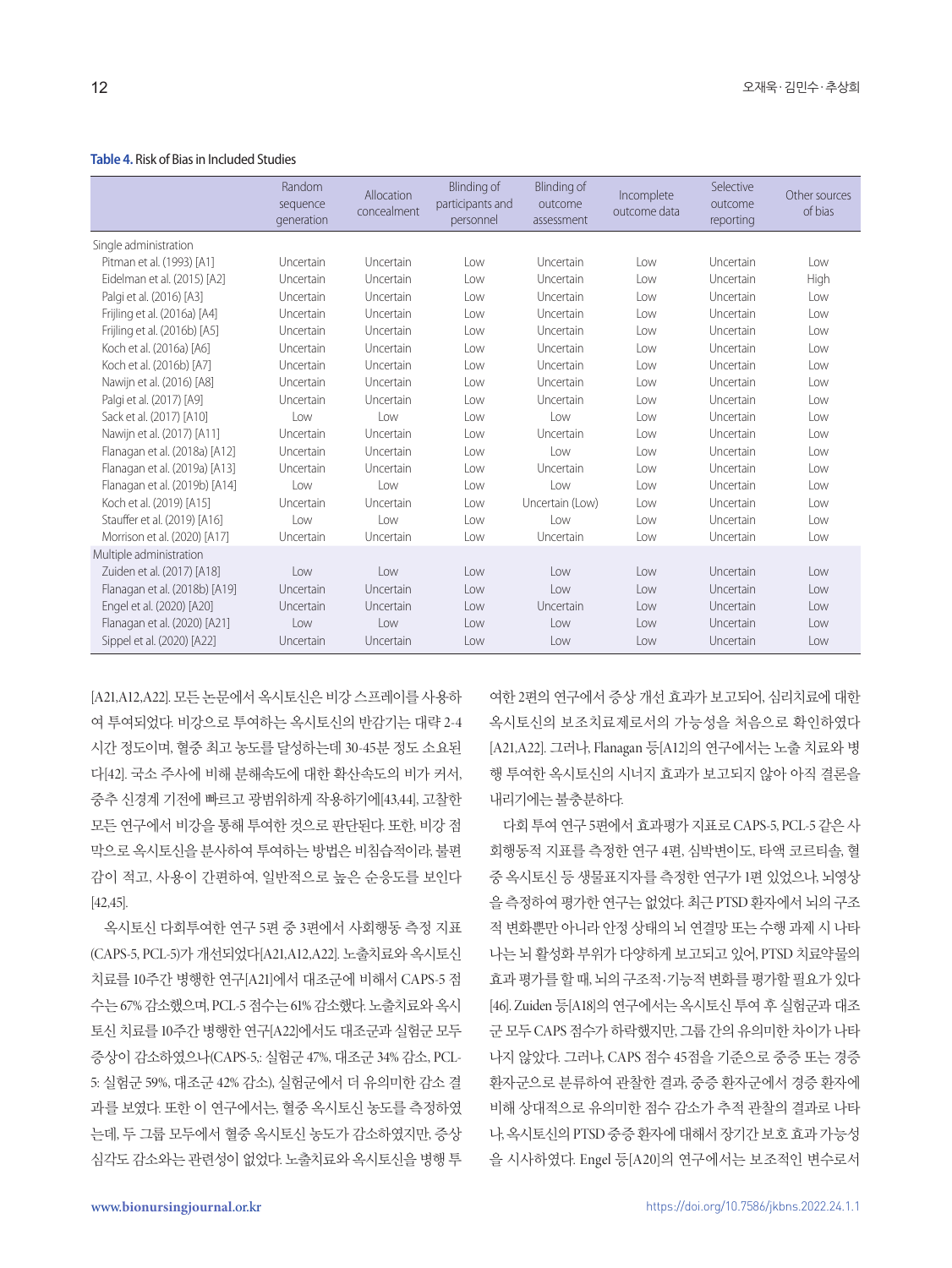**Table 4.** Risk of Bias in Included Studies

| | Random sequence generation | Allocation concealment | Blinding of participants and personnel | Blinding of outcome assessment | Incomplete outcome data | Selective outcome reporting | Other sources of bias |
|---|---|---|---|---|---|---|---|
| Single administration | | | | | | | |
| Pitman et al. (1993) [A1] | Uncertain | Uncertain | Low | Uncertain | Low | Uncertain | Low |
| Eidelman et al. (2015) [A2] | Uncertain | Uncertain | Low | Uncertain | Low | Uncertain | High |
| Palgi et al. (2016) [A3] | Uncertain | Uncertain | Low | Uncertain | Low | Uncertain | Low |
| Frijling et al. (2016a) [A4] | Uncertain | Uncertain | Low | Uncertain | Low | Uncertain | Low |
| Frijling et al. (2016b) [A5] | Uncertain | Uncertain | Low | Uncertain | Low | Uncertain | Low |
| Koch et al. (2016a) [A6] | Uncertain | Uncertain | Low | Uncertain | Low | Uncertain | Low |
| Koch et al. (2016b) [A7] | Uncertain | Uncertain | Low | Uncertain | Low | Uncertain | Low |
| Nawijn et al. (2016) [A8] | Uncertain | Uncertain | Low | Uncertain | Low | Uncertain | Low |
| Palgi et al. (2017) [A9] | Uncertain | Uncertain | Low | Uncertain | Low | Uncertain | Low |
| Sack et al. (2017) [A10] | Low | Low | Low | Low | Low | Uncertain | Low |
| Nawijn et al. (2017) [A11] | Uncertain | Uncertain | Low | Uncertain | Low | Uncertain | Low |
| Flanagan et al. (2018a) [A12] | Uncertain | Uncertain | Low | Low | Low | Uncertain | Low |
| Flanagan et al. (2019a) [A13] | Uncertain | Uncertain | Low | Uncertain | Low | Uncertain | Low |
| Flanagan et al. (2019b) [A14] | Low | Low | Low | Low | Low | Uncertain | Low |
| Koch et al. (2019) [A15] | Uncertain | Uncertain | Low | Uncertain (Low) | Low | Uncertain | Low |
| Stauffer et al. (2019) [A16] | Low | Low | Low | Low | Low | Uncertain | Low |
| Morrison et al. (2020) [A17] | Uncertain | Uncertain | Low | Uncertain | Low | Uncertain | Low |
| Multiple administration | | | | | | | |
| Zuiden et al. (2017) [A18] | Low | Low | Low | Low | Low | Uncertain | Low |
| Flanagan et al. (2018b) [A19] | Uncertain | Uncertain | Low | Low | Low | Uncertain | Low |
| Engel et al. (2020) [A20] | Uncertain | Uncertain | Low | Uncertain | Low | Uncertain | Low |
| Flanagan et al. (2020) [A21] | Low | Low | Low | Low | Low | Uncertain | Low |
| Sippel et al. (2020) [A22] | Uncertain | Uncertain | Low | Low | Low | Uncertain | Low |

[A21,A12,A22]. 모든 논문에서 옥시토신은 비강 스프레이를 사용하여 투여되었다. 비강으로 투여하는 옥시토신의 반감기는 대략 2-4시간 정도이며, 혈중 최고 농도를 달성하는데 30-45분 정도 소요된다[42]. 국소 주사에 비해 분해속도에 대한 확산속도의 비가 커서, 중추 신경계 기전에 빠르고 광범위하게 작용하기에[43,44], 고찰한 모든 연구에서 비강을 통해 투여한 것으로 판단된다. 또한, 비강 점막으로 옥시토신을 분사하여 투여하는 방법은 비침습적이라, 불편감이 적고, 사용이 간편하여, 일반적으로 높은 순응도를 보인다[42,45].

옥시토신 다회투여한 연구 5편 중 3편에서 사회행동 측정 지표(CAPS-5, PCL-5)가 개선되었다[A21,A12,A22]. 노출치료와 옥시토신 치료를 10주간 병행한 연구[A21]에서 대조군에 비해서 CAPS-5 점수는 67% 감소했으며, PCL-5 점수는 61% 감소했다. 노출치료와 옥시토신 치료를 10주간 병행한 연구[A22]에서도 대조군과 실험군 모두 증상이 감소하였으나(CAPS-5,: 실험군 47%, 대조군 34% 감소, PCL-5: 실험군 59%, 대조군 42% 감소), 실험군에서 더 유의미한 감소 결과를 보였다. 또한 이 연구에서는, 혈중 옥시토신 농도를 측정하였는데, 두 그룹 모두에서 혈중 옥시토신 농도가 감소하였지만, 증상 심각도 감소와는 관련성이 없었다. 노출치료와 옥시토신을 병행 투여한 2편의 연구에서 증상 개선 효과가 보고되어, 심리치료에 대한 옥시토신의 보조치료제로서의 가능성을 처음으로 확인하였다[A21,A22]. 그러나, Flanagan 등[A12]의 연구에서는 노출 치료와 병행 투여한 옥시토신의 시너지 효과가 보고되지 않아 아직 결론을 내리기에는 불충분하다.

다회 투여 연구 5편에서 효과평가 지표로 CAPS-5, PCL-5 같은 사회행동적 지표를 측정한 연구 4편, 심박변이도, 타액 코르티솔, 혈중 옥시토신 등 생물표지자를 측정한 연구가 1편 있었으나, 뇌영상을 측정하여 평가한 연구는 없었다. 최근 PTSD 환자에서 뇌의 구조적 변화뿐만 아니라 안정 상태의 뇌 연결망 또는 수행 과제 시 나타나는 뇌 활성화 부위가 다양하게 보고되고 있어, PTSD 치료약물의 효과 평가를 할 때, 뇌의 구조적·기능적 변화를 평가할 필요가 있다[46]. Zuiden 등[A18]의 연구에서는 옥시토신 투여 후 실험군과 대조군 모두 CAPS 점수가 하락했지만, 그룹 간의 유의미한 차이가 나타나지 않았다. 그러나, CAPS 점수 45점을 기준으로 중증 또는 경증 환자군으로 분류하여 관찰한 결과, 중증 환자군에서 경증 환자에 비해 상대적으로 유의미한 점수 감소가 추적 관찰의 결과로 나타나, 옥시토신의 PTSD 중증 환자에 대해서 장기간 보호 효과 가능성을 시사하였다. Engel 등[A20]의 연구에서는 보조적인 변수로서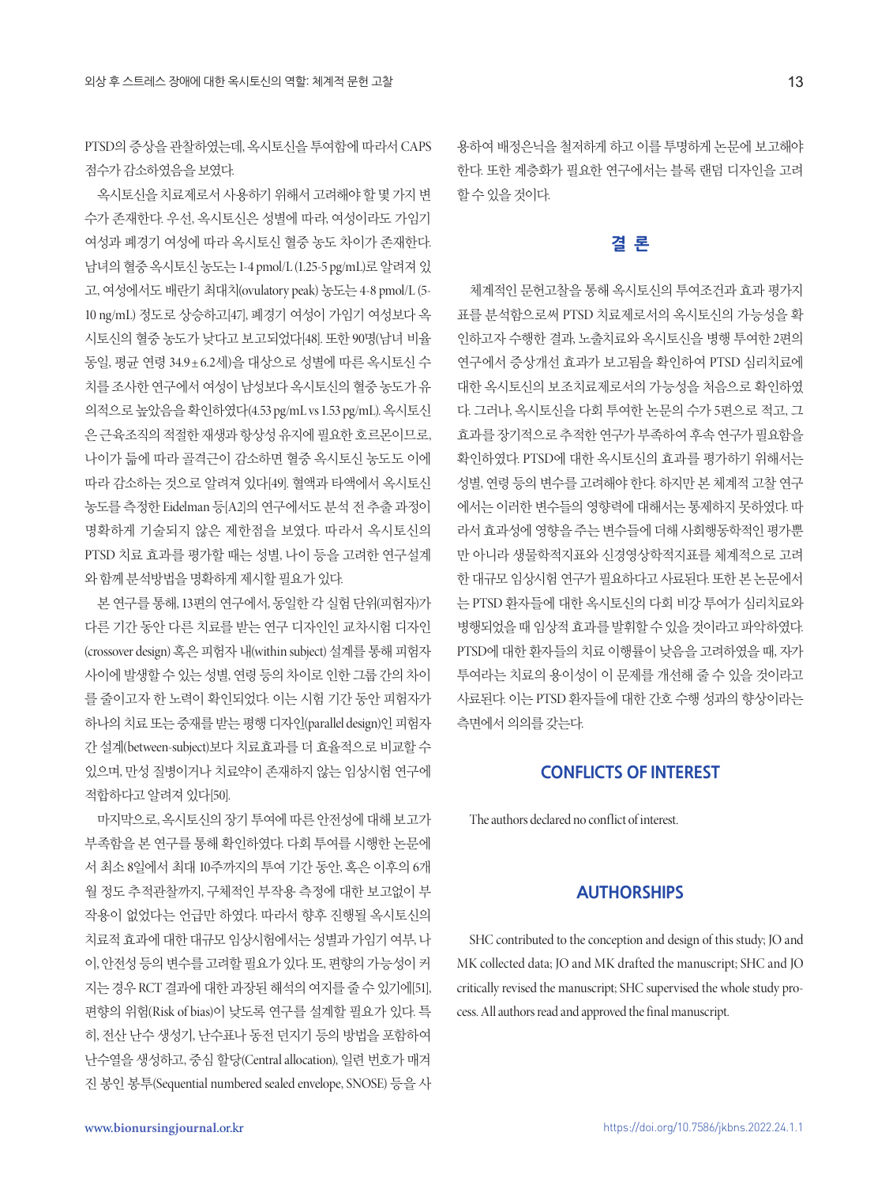PTSD의 증상을 관찰하였는데, 옥시토신을 투여함에 따라서 CAPS 점수가 감소하였음을 보였다.

옥시토신을 치료제로서 사용하기 위해서 고려해야 할 몇 가지 변수가 존재한다. 우선, 옥시토신은 성별에 따라, 여성이라도 가임기 여성과 폐경기 여성에 따라 옥시토신 혈중 농도 차이가 존재한다. 남녀의 혈중 옥시토신 농도는 1-4 pmol/L (1.25-5 pg/mL)로 알려져 있고, 여성에서도 배란기 최대치(ovulatory peak) 농도는 4-8 pmol/L (5-10 ng/mL) 정도로 상승하고[47], 폐경기 여성이 가임기 여성보다 옥시토신의 혈중 농도가 낮다고 보고되었다[48]. 또한 90명(남녀 비율 동일, 평균 연령 34.9±6.2세)을 대상으로 성별에 따른 옥시토신 수치를 조사한 연구에서 여성이 남성보다 옥시토신의 혈중 농도가 유의적으로 높았음을 확인하였다(4.53 pg/mL vs 1.53 pg/mL). 옥시토신은 근육조직의 적절한 재생과 항상성 유지에 필요한 호르몬이므로, 나이가 듦에 따라 골격근이 감소하면 혈중 옥시토신 농도도 이에 따라 감소하는 것으로 알려져 있다[49]. 혈액과 타액에서 옥시토신 농도를 측정한 Eidelman 등[A2]의 연구에서도 분석 전 추출 과정이 명확하게 기술되지 않은 제한점을 보였다. 따라서 옥시토신의 PTSD 치료 효과를 평가할 때는 성별, 나이 등을 고려한 연구설계와 함께 분석방법을 명확하게 제시할 필요가 있다.

본 연구를 통해, 13편의 연구에서, 동일한 각 실험 단위(피험자)가 다른 기간 동안 다른 치료를 받는 연구 디자인인 교차시험 디자인(crossover design) 혹은 피험자 내(within subject) 설계를 통해 피험자 사이에 발생할 수 있는 성별, 연령 등의 차이로 인한 그룹 간의 차이를 줄이고자 한 노력이 확인되었다. 이는 시험 기간 동안 피험자가 하나의 치료 또는 중재를 받는 평행 디자인(parallel design)인 피험자 간 설계(between-subject)보다 치료효과를 더 효율적으로 비교할 수 있으며, 만성 질병이거나 치료약이 존재하지 않는 임상시험 연구에 적합하다고 알려져 있다[50].

마지막으로, 옥시토신의 장기 투여에 따른 안전성에 대해 보고가 부족함을 본 연구를 통해 확인하였다. 다회 투여를 시행한 논문에서 최소 8일에서 최대 10주까지의 투여 기간 동안, 혹은 이후의 6개월 정도 추적관찰까지, 구체적인 부작용 측정에 대한 보고없이 부작용이 없었다는 언급만 하였다. 따라서 향후 진행될 옥시토신의 치료적 효과에 대한 대규모 임상시험에서는 성별과 가임기 여부, 나이, 안전성 등의 변수를 고려할 필요가 있다. 또, 편향의 가능성이 커지는 경우 RCT 결과에 대한 과장된 해석의 여지를 줄 수 있기에[51], 편향의 위험(Risk of bias)이 낮도록 연구를 설계할 필요가 있다. 특히, 전산 난수 생성기, 난수표나 동전 던지기 등의 방법을 포함하여 난수열을 생성하고, 중심 할당(Central allocation), 일련 번호가 매겨진 봉인 봉투(Sequential numbered sealed envelope, SNOSE) 등을 사용하여 배정은닉을 철저하게 하고 이를 투명하게 논문에 보고해야 한다. 또한 계층화가 필요한 연구에서는 블록 랜덤 디자인을 고려할 수 있을 것이다.

## 결 론

체계적인 문헌고찰을 통해 옥시토신의 투여조건과 효과 평가지표를 분석함으로써 PTSD 치료제로서의 옥시토신의 가능성을 확인하고자 수행한 결과, 노출치료와 옥시토신을 병행 투여한 2편의 연구에서 증상개선 효과가 보고됨을 확인하여 PTSD 심리치료에 대한 옥시토신의 보조치료제로서의 가능성을 처음으로 확인하였다. 그러나, 옥시토신을 다회 투여한 논문의 수가 5편으로 적고, 그 효과를 장기적으로 추적한 연구가 부족하여 후속 연구가 필요함을 확인하였다. PTSD에 대한 옥시토신의 효과를 평가하기 위해서는 성별, 연령 등의 변수를 고려해야 한다. 하지만 본 체계적 고찰 연구에서는 이러한 변수들의 영향력에 대해서는 통제하지 못하였다. 따라서 효과성에 영향을 주는 변수들에 더해 사회행동학적인 평가뿐만 아니라 생물학적지표와 신경영상학적지표를 체계적으로 고려한 대규모 임상시험 연구가 필요하다고 사료된다. 또한 본 논문에서는 PTSD 환자들에 대한 옥시토신의 다회 비강 투여가 심리치료와 병행되었을 때 임상적 효과를 발휘할 수 있을 것이라고 파악하였다. PTSD에 대한 환자들의 치료 이행률이 낮음을 고려하였을 때, 자가 투여라는 치료의 용이성이 이 문제를 개선해 줄 수 있을 것이라고 사료된다. 이는 PTSD 환자들에 대한 간호 수행 성과의 향상이라는 측면에서 의의를 갖는다.

## CONFLICTS OF INTEREST

The authors declared no conflict of interest.

## AUTHORSHIPS

SHC contributed to the conception and design of this study; JO and MK collected data; JO and MK drafted the manuscript; SHC and JO critically revised the manuscript; SHC supervised the whole study process. All authors read and approved the final manuscript.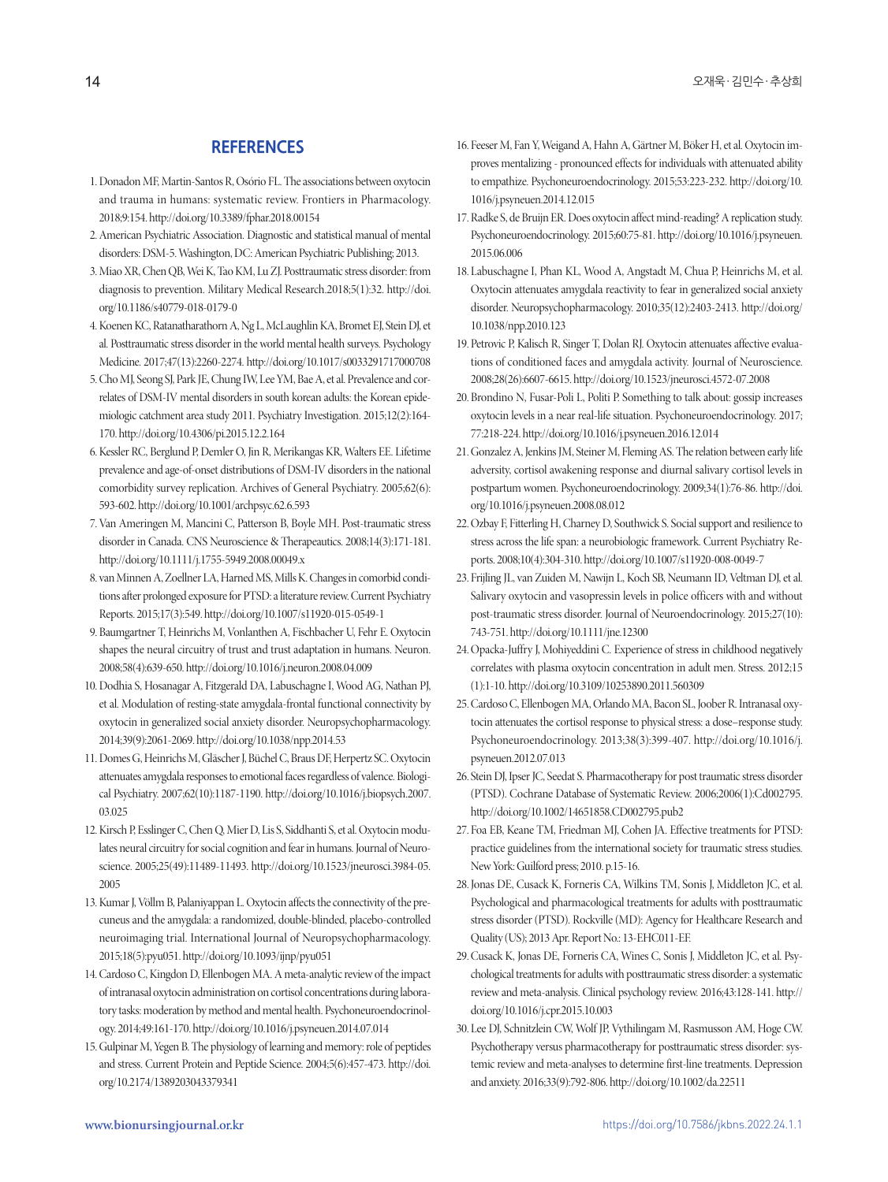## REFERENCES

1. Donadon MF, Martin-Santos R, Osório FL. The associations between oxytocin and trauma in humans: systematic review. Frontiers in Pharmacology. 2018;9:154. http://doi.org/10.3389/fphar.2018.00154
2. American Psychiatric Association. Diagnostic and statistical manual of mental disorders: DSM-5. Washington, DC: American Psychiatric Publishing; 2013.
3. Miao XR, Chen QB, Wei K, Tao KM, Lu ZJ. Posttraumatic stress disorder: from diagnosis to prevention. Military Medical Research.2018;5(1):32. http://doi.org/10.1186/s40779-018-0179-0
4. Koenen KC, Ratanatharathorn A, Ng L, McLaughlin KA, Bromet EJ, Stein DJ, et al. Posttraumatic stress disorder in the world mental health surveys. Psychology Medicine. 2017;47(13):2260-2274. http://doi.org/10.1017/s0033291717000708
5. Cho MJ, Seong SJ, Park JE, Chung IW, Lee YM, Bae A, et al. Prevalence and correlates of DSM-IV mental disorders in south korean adults: the Korean epidemiologic catchment area study 2011. Psychiatry Investigation. 2015;12(2):164-170. http://doi.org/10.4306/pi.2015.12.2.164
6. Kessler RC, Berglund P, Demler O, Jin R, Merikangas KR, Walters EE. Lifetime prevalence and age-of-onset distributions of DSM-IV disorders in the national comorbidity survey replication. Archives of General Psychiatry. 2005;62(6):593-602. http://doi.org/10.1001/archpsyc.62.6.593
7. Van Ameringen M, Mancini C, Patterson B, Boyle MH. Post-traumatic stress disorder in Canada. CNS Neuroscience & Therapeautics. 2008;14(3):171-181. http://doi.org/10.1111/j.1755-5949.2008.00049.x
8. van Minnen A, Zoellner LA, Harned MS, Mills K. Changes in comorbid conditions after prolonged exposure for PTSD: a literature review. Current Psychiatry Reports. 2015;17(3):549. http://doi.org/10.1007/s11920-015-0549-1
9. Baumgartner T, Heinrichs M, Vonlanthen A, Fischbacher U, Fehr E. Oxytocin shapes the neural circuitry of trust and trust adaptation in humans. Neuron. 2008;58(4):639-650. http://doi.org/10.1016/j.neuron.2008.04.009
10. Dodhia S, Hosanagar A, Fitzgerald DA, Labuschagne I, Wood AG, Nathan PJ, et al. Modulation of resting-state amygdala-frontal functional connectivity by oxytocin in generalized social anxiety disorder. Neuropsychopharmacology. 2014;39(9):2061-2069. http://doi.org/10.1038/npp.2014.53
11. Domes G, Heinrichs M, Gläscher J, Büchel C, Braus DF, Herpertz SC. Oxytocin attenuates amygdala responses to emotional faces regardless of valence. Biological Psychiatry. 2007;62(10):1187-1190. http://doi.org/10.1016/j.biopsych.2007.03.025
12. Kirsch P, Esslinger C, Chen Q, Mier D, Lis S, Siddhanti S, et al. Oxytocin modulates neural circuitry for social cognition and fear in humans. Journal of Neuroscience. 2005;25(49):11489-11493. http://doi.org/10.1523/jneurosci.3984-05.2005
13. Kumar J, Völlm B, Palaniyappan L. Oxytocin affects the connectivity of the precuneus and the amygdala: a randomized, double-blinded, placebo-controlled neuroimaging trial. International Journal of Neuropsychopharmacology. 2015;18(5):pyu051. http://doi.org/10.1093/ijnp/pyu051
14. Cardoso C, Kingdon D, Ellenbogen MA. A meta-analytic review of the impact of intranasal oxytocin administration on cortisol concentrations during laboratory tasks: moderation by method and mental health. Psychoneuroendocrinology. 2014;49:161-170. http://doi.org/10.1016/j.psyneuen.2014.07.014
15. Gulpinar M, Yegen B. The physiology of learning and memory: role of peptides and stress. Current Protein and Peptide Science. 2004;5(6):457-473. http://doi.org/10.2174/1389203043379341
16. Feeser M, Fan Y, Weigand A, Hahn A, Gärtner M, Böker H, et al. Oxytocin improves mentalizing - pronounced effects for individuals with attenuated ability to empathize. Psychoneuroendocrinology. 2015;53:223-232. http://doi.org/10.1016/j.psyneuen.2014.12.015
17. Radke S, de Bruijn ER. Does oxytocin affect mind-reading? A replication study. Psychoneuroendocrinology. 2015;60:75-81. http://doi.org/10.1016/j.psyneuen.2015.06.006
18. Labuschagne I, Phan KL, Wood A, Angstadt M, Chua P, Heinrichs M, et al. Oxytocin attenuates amygdala reactivity to fear in generalized social anxiety disorder. Neuropsychopharmacology. 2010;35(12):2403-2413. http://doi.org/10.1038/npp.2010.123
19. Petrovic P, Kalisch R, Singer T, Dolan RJ. Oxytocin attenuates affective evaluations of conditioned faces and amygdala activity. Journal of Neuroscience. 2008;28(26):6607-6615. http://doi.org/10.1523/jneurosci.4572-07.2008
20. Brondino N, Fusar-Poli L, Politi P. Something to talk about: gossip increases oxytocin levels in a near real-life situation. Psychoneuroendocrinology. 2017;77:218-224. http://doi.org/10.1016/j.psyneuen.2016.12.014
21. Gonzalez A, Jenkins JM, Steiner M, Fleming AS. The relation between early life adversity, cortisol awakening response and diurnal salivary cortisol levels in postpartum women. Psychoneuroendocrinology. 2009;34(1):76-86. http://doi.org/10.1016/j.psyneuen.2008.08.012
22. Ozbay F, Fitterling H, Charney D, Southwick S. Social support and resilience to stress across the life span: a neurobiologic framework. Current Psychiatry Reports. 2008;10(4):304-310. http://doi.org/10.1007/s11920-008-0049-7
23. Frijling JL, van Zuiden M, Nawijn L, Koch SB, Neumann ID, Veltman DJ, et al. Salivary oxytocin and vasopressin levels in police officers with and without post-traumatic stress disorder. Journal of Neuroendocrinology. 2015;27(10):743-751. http://doi.org/10.1111/jne.12300
24. Opacka-Juffry J, Mohiyeddini C. Experience of stress in childhood negatively correlates with plasma oxytocin concentration in adult men. Stress. 2012;15(1):1-10. http://doi.org/10.3109/10253890.2011.560309
25. Cardoso C, Ellenbogen MA, Orlando MA, Bacon SL, Joober R. Intranasal oxytocin attenuates the cortisol response to physical stress: a dose–response study. Psychoneuroendocrinology. 2013;38(3):399-407. http://doi.org/10.1016/j.psyneuen.2012.07.013
26. Stein DJ, Ipser JC, Seedat S. Pharmacotherapy for post traumatic stress disorder (PTSD). Cochrane Database of Systematic Review. 2006;2006(1):Cd002795. http://doi.org/10.1002/14651858.CD002795.pub2
27. Foa EB, Keane TM, Friedman MJ, Cohen JA. Effective treatments for PTSD: practice guidelines from the international society for traumatic stress studies. New York: Guilford press; 2010. p.15-16.
28. Jonas DE, Cusack K, Forneris CA, Wilkins TM, Sonis J, Middleton JC, et al. Psychological and pharmacological treatments for adults with posttraumatic stress disorder (PTSD). Rockville (MD): Agency for Healthcare Research and Quality (US); 2013 Apr. Report No.: 13-EHC011-EF.
29. Cusack K, Jonas DE, Forneris CA, Wines C, Sonis J, Middleton JC, et al. Psychological treatments for adults with posttraumatic stress disorder: a systematic review and meta-analysis. Clinical psychology review. 2016;43:128-141. http://doi.org/10.1016/j.cpr.2015.10.003
30. Lee DJ, Schnitzlein CW, Wolf JP, Vythilingam M, Rasmusson AM, Hoge CW. Psychotherapy versus pharmacotherapy for posttraumatic stress disorder: systemic review and meta-analyses to determine first-line treatments. Depression and anxiety. 2016;33(9):792-806. http://doi.org/10.1002/da.22511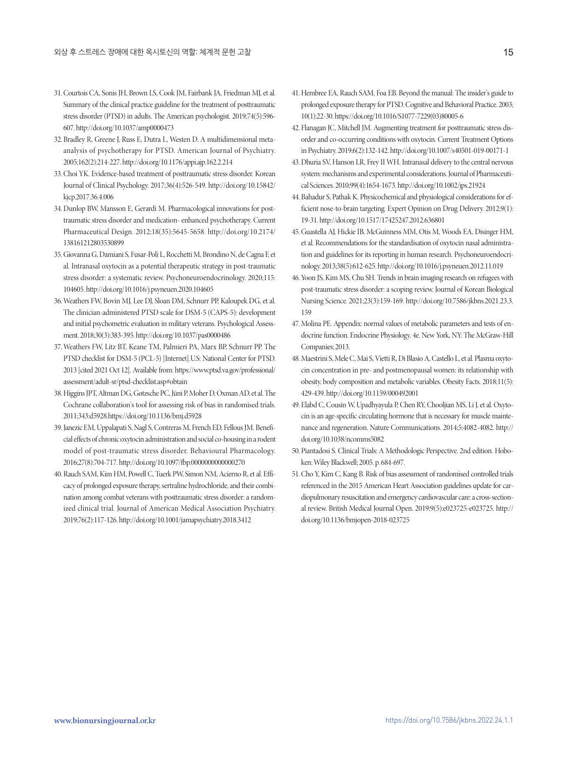31. Courtois CA, Sonis JH, Brown LS, Cook JM, Fairbank JA, Friedman MJ, et al. Summary of the clinical practice guideline for the treatment of posttraumatic stress disorder (PTSD) in adults. The American psychologist. 2019;74(5):596-607. http://doi.org/10.1037/amp0000473
32. Bradley R, Greene J, Russ E, Dutra L, Westen D. A multidimensional meta-analysis of psychotherapy for PTSD. American Journal of Psychiatry. 2005;162(2):214-227. http://doi.org/10.1176/appi.ajp.162.2.214
33. Choi YK. Evidence-based treatment of posttraumatic stress disorder. Korean Journal of Clinical Psychology. 2017;36(4):526-549. http://doi.org/10.15842/kjcp.2017.36.4.006
34. Dunlop BW, Mansson E, Gerardi M. Pharmacological innovations for post-traumatic stress disorder and medication- enhanced psychotherapy. Current Pharmaceutical Design. 2012;18(35):5645-5658. http://doi.org/10.2174/138161212803530899
35. Giovanna G, Damiani S, Fusar-Poli L, Rocchetti M, Brondino N, de Cagna F, et al. Intranasal oxytocin as a potential therapeutic strategy in post-traumatic stress disorder: a systematic review. Psychoneuroendocrinology. 2020;115:104605. http://doi.org/10.1016/j.psyneuen.2020.104605
36. Weathers FW, Bovin MJ, Lee DJ, Sloan DM, Schnurr PP, Kaloupek DG, et al. The clinician-administered PTSD scale for DSM-5 (CAPS-5): development and initial psychometric evaluation in military veterans. Psychological Assessment. 2018;30(3):383-395. http://doi.org/10.1037/pas0000486
37. Weathers FW, Litz BT, Keane TM, Palmieri PA, Marx BP, Schnurr PP. The PTSD checklist for DSM-5 (PCL-5) [Internet].U.S: National Center for PTSD. 2013 [cited 2021 Oct 12]. Available from: https://www.ptsd.va.gov/professional/assessment/adult-sr/ptsd-checklist.asp#obtain
38. Higgins JPT, Altman DG, Gøtzsche PC, Jüni P, Moher D, Oxman AD, et al. The Cochrane collaboration's tool for assessing risk of bias in randomised trials. 2011;343:d5928.https://doi.org/10.1136/bmj.d5928
39. Janezic EM, Uppalapati S, Nagl S, Contreras M, French ED, Fellous JM. Beneficial effects of chronic oxytocin administration and social co-housing in a rodent model of post-traumatic stress disorder. Behavioural Pharmacology. 2016;27(8):704-717. http://doi.org/10.1097/fbp.0000000000000270
40. Rauch SAM, Kim HM, Powell C, Tuerk PW, Simon NM, Acierno R, et al. Efficacy of prolonged exposure therapy, sertraline hydrochloride, and their combination among combat veterans with posttraumatic stress disorder: a randomized clinical trial. Journal of American Medical Association Psychiatry. 2019;76(2):117-126. http://doi.org/10.1001/jamapsychiatry.2018.3412
41. Hembree EA, Rauch SAM, Foa EB. Beyond the manual: The insider's guide to prolonged exposure therapy for PTSD. Cognitive and Behavioral Practice. 2003;10(1):22-30. https://doi.org/10.1016/S1077-7229(03)80005-6
42. Flanagan JC, Mitchell JM. Augmenting treatment for posttraumatic stress disorder and co-occurring conditions with oxytocin. Current Treatment Options in Psychiatry. 2019;6(2):132-142. http://doi.org/10.1007/s40501-019-00171-1
43. Dhuria SV, Hanson LR, Frey II WH. Intranasal delivery to the central nervous system: mechanisms and experimental considerations. Journal of Pharmaceutical Sciences. 2010;99(4):1654-1673. http://doi.org/10.1002/jps.21924
44. Bahadur S, Pathak K. Physicochemical and physiological considerations for efficient nose-to-brain targeting. Expert Opinion on Drug Delivery. 2012;9(1):19-31. http://doi.org/10.1517/17425247.2012.636801
45. Guastella AJ, Hickie IB, McGuinness MM, Otis M, Woods EA, Disinger HM, et al. Recommendations for the standardisation of oxytocin nasal administration and guidelines for its reporting in human research. Psychoneuroendocrinology. 2013;38(5):612-625. http://doi.org/10.1016/j.psyneuen.2012.11.019
46. Yoon JS, Kim MS, Chu SH. Trends in brain imaging research on refugees with post-traumatic stress disorder: a scoping review. Journal of Korean Biological Nursing Science. 2021;23(3):159-169. http://doi.org/10.7586/jkbns.2021.23.3.159
47. Molina PE. Appendix: normal values of metabolic parameters and tests of endocrine function. Endocrine Physiology. 4e. New York, NY: The McGraw-Hill Companies; 2013.
48. Maestrini S, Mele C, Mai S, Vietti R, Di Blasio A, Castello L, et al. Plasma oxytocin concentration in pre- and postmenopausal women: its relationship with obesity, body composition and metabolic variables. Obesity Facts. 2018;11(5):429-439. http://doi.org/10.1159/000492001
49. Elabd C, Cousin W, Upadhyayula P, Chen RY, Chooljian MS, Li J, et al. Oxytocin is an age-specific circulating hormone that is necessary for muscle maintenance and regeneration. Nature Communications. 2014;5:4082-4082. http://doi.org/10.1038/ncomms5082
50. Piantadosi S. Clinical Trials: A Methodologic Perspective. 2nd edition. Hoboken: Wiley Blackwell; 2005. p. 684-697.
51. Cho Y, Kim C, Kang B. Risk of bias assessment of randomised controlled trials referenced in the 2015 American Heart Association guidelines update for cardiopulmonary resuscitation and emergency cardiovascular care: a cross-sectional review. British Medical Journal Open. 2019;9(5):e023725-e023725. http://doi.org/10.1136/bmjopen-2018-023725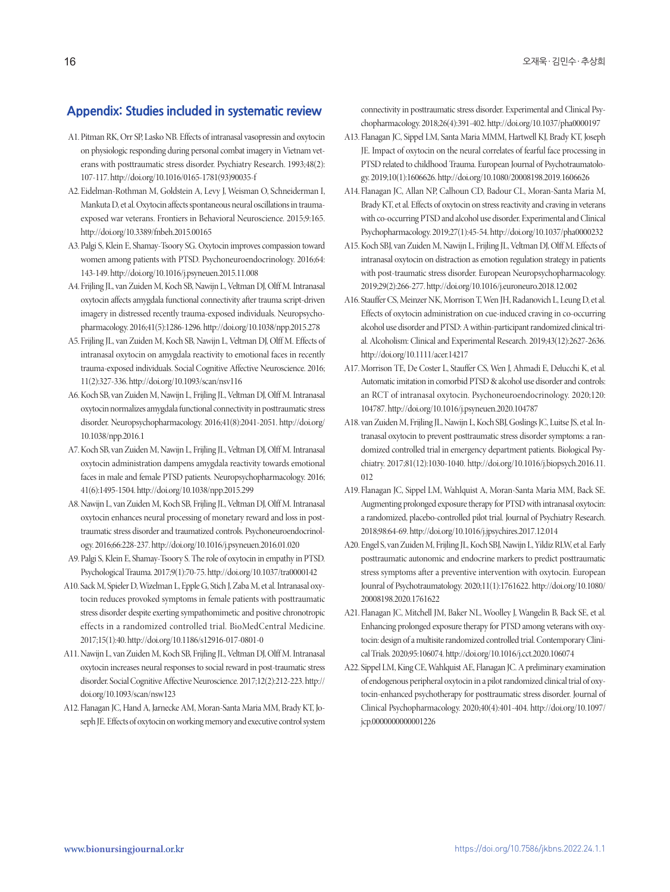## Appendix: Studies included in systematic review

A1. Pitman RK, Orr SP, Lasko NB. Effects of intranasal vasopressin and oxytocin on physiologic responding during personal combat imagery in Vietnam veterans with posttraumatic stress disorder. Psychiatry Research. 1993;48(2): 107-117. http://doi.org/10.1016/0165-1781(93)90035-f

A2. Eidelman-Rothman M, Goldstein A, Levy J, Weisman O, Schneiderman I, Mankuta D, et al. Oxytocin affects spontaneous neural oscillations in trauma-exposed war veterans. Frontiers in Behavioral Neuroscience. 2015;9:165. http://doi.org/10.3389/fnbeh.2015.00165

A3. Palgi S, Klein E, Shamay-Tsoory SG. Oxytocin improves compassion toward women among patients with PTSD. Psychoneuroendocrinology. 2016;64: 143-149. http://doi.org/10.1016/j.psyneuen.2015.11.008

A4. Frijling JL, van Zuiden M, Koch SB, Nawijn L, Veltman DJ, Olff M. Intranasal oxytocin affects amygdala functional connectivity after trauma script-driven imagery in distressed recently trauma-exposed individuals. Neuropsychopharmacology. 2016;41(5):1286-1296. http://doi.org/10.1038/npp.2015.278

A5. Frijling JL, van Zuiden M, Koch SB, Nawijn L, Veltman DJ, Olff M. Effects of intranasal oxytocin on amygdala reactivity to emotional faces in recently trauma-exposed individuals. Social Cognitive Affective Neuroscience. 2016; 11(2):327-336. http://doi.org/10.1093/scan/nsv116

A6. Koch SB, van Zuiden M, Nawijn L, Frijling JL, Veltman DJ, Olff M. Intranasal oxytocin normalizes amygdala functional connectivity in posttraumatic stress disorder. Neuropsychopharmacology. 2016;41(8):2041-2051. http://doi.org/10.1038/npp.2016.1

A7. Koch SB, van Zuiden M, Nawijn L, Frijling JL, Veltman DJ, Olff M. Intranasal oxytocin administration dampens amygdala reactivity towards emotional faces in male and female PTSD patients. Neuropsychopharmacology. 2016; 41(6):1495-1504. http://doi.org/10.1038/npp.2015.299

A8. Nawijn L, van Zuiden M, Koch SB, Frijling JL, Veltman DJ, Olff M. Intranasal oxytocin enhances neural processing of monetary reward and loss in post-traumatic stress disorder and traumatized controls. Psychoneuroendocrinology. 2016;66:228-237. http://doi.org/10.1016/j.psyneuen.2016.01.020

A9. Palgi S, Klein E, Shamay-Tsoory S. The role of oxytocin in empathy in PTSD. Psychological Trauma. 2017;9(1):70-75. http://doi.org/10.1037/tra0000142

A10. Sack M, Spieler D, Wizelman L, Epple G, Stich J, Zaba M, et al. Intranasal oxytocin reduces provoked symptoms in female patients with posttraumatic stress disorder despite exerting sympathomimetic and positive chronotropic effects in a randomized controlled trial. BioMedCentral Medicine. 2017;15(1):40. http://doi.org/10.1186/s12916-017-0801-0

A11. Nawijn L, van Zuiden M, Koch SB, Frijling JL, Veltman DJ, Olff M. Intranasal oxytocin increases neural responses to social reward in post-traumatic stress disorder. Social Cognitive Affective Neuroscience. 2017;12(2):212-223. http://doi.org/10.1093/scan/nsw123

A12. Flanagan JC, Hand A, Jarnecke AM, Moran-Santa Maria MM, Brady KT, Joseph JE. Effects of oxytocin on working memory and executive control system connectivity in posttraumatic stress disorder. Experimental and Clinical Psychopharmacology. 2018;26(4):391-402. http://doi.org/10.1037/pha0000197

A13. Flanagan JC, Sippel LM, Santa Maria MMM, Hartwell KJ, Brady KT, Joseph JE. Impact of oxytocin on the neural correlates of fearful face processing in PTSD related to childhood Trauma. European Journal of Psychotraumatology. 2019;10(1):1606626. http://doi.org/10.1080/20008198.2019.1606626

A14. Flanagan JC, Allan NP, Calhoun CD, Badour CL, Moran-Santa Maria M, Brady KT, et al. Effects of oxytocin on stress reactivity and craving in veterans with co-occurring PTSD and alcohol use disorder. Experimental and Clinical Psychopharmacology. 2019;27(1):45-54. http://doi.org/10.1037/pha0000232

A15. Koch SBJ, van Zuiden M, Nawijn L, Frijling JL, Veltman DJ, Olff M. Effects of intranasal oxytocin on distraction as emotion regulation strategy in patients with post-traumatic stress disorder. European Neuropsychopharmacology. 2019;29(2):266-277. http://doi.org/10.1016/j.euroneuro.2018.12.002

A16. Stauffer CS, Meinzer NK, Morrison T, Wen JH, Radanovich L, Leung D, et al. Effects of oxytocin administration on cue-induced craving in co-occurring alcohol use disorder and PTSD: A within-participant randomized clinical trial. Alcoholism: Clinical and Experimental Research. 2019;43(12):2627-2636. http://doi.org/10.1111/acer.14217

A17. Morrison TE, De Coster L, Stauffer CS, Wen J, Ahmadi E, Delucchi K, et al. Automatic imitation in comorbid PTSD & alcohol use disorder and controls: an RCT of intranasal oxytocin. Psychoneuroendocrinology. 2020;120: 104787. http://doi.org/10.1016/j.psyneuen.2020.104787

A18. van Zuiden M, Frijling JL, Nawijn L, Koch SBJ, Goslings JC, Luitse JS, et al. Intranasal oxytocin to prevent posttraumatic stress disorder symptoms: a randomized controlled trial in emergency department patients. Biological Psychiatry. 2017;81(12):1030-1040. http://doi.org/10.1016/j.biopsych.2016.11.012

A19. Flanagan JC, Sippel LM, Wahlquist A, Moran-Santa Maria MM, Back SE. Augmenting prolonged exposure therapy for PTSD with intranasal oxytocin: a randomized, placebo-controlled pilot trial. Journal of Psychiatry Research. 2018;98:64-69. http://doi.org/10.1016/j.jpsychires.2017.12.014

A20. Engel S, van Zuiden M, Frijling JL, Koch SBJ, Nawijn L, Yildiz RLW, et al. Early posttraumatic autonomic and endocrine markers to predict posttraumatic stress symptoms after a preventive intervention with oxytocin. European Jounral of Psychotraumatology. 2020;11(1):1761622. http://doi.org/10.1080/20008198.2020.1761622

A21. Flanagan JC, Mitchell JM, Baker NL, Woolley J, Wangelin B, Back SE, et al. Enhancing prolonged exposure therapy for PTSD among veterans with oxytocin: design of a multisite randomized controlled trial. Contemporary Clinical Trials. 2020;95:106074. http://doi.org/10.1016/j.cct.2020.106074

A22. Sippel LM, King CE, Wahlquist AE, Flanagan JC. A preliminary examination of endogenous peripheral oxytocin in a pilot randomized clinical trial of oxytocin-enhanced psychotherapy for posttraumatic stress disorder. Journal of Clinical Psychopharmacology. 2020;40(4):401-404. http://doi.org/10.1097/jcp.0000000000001226